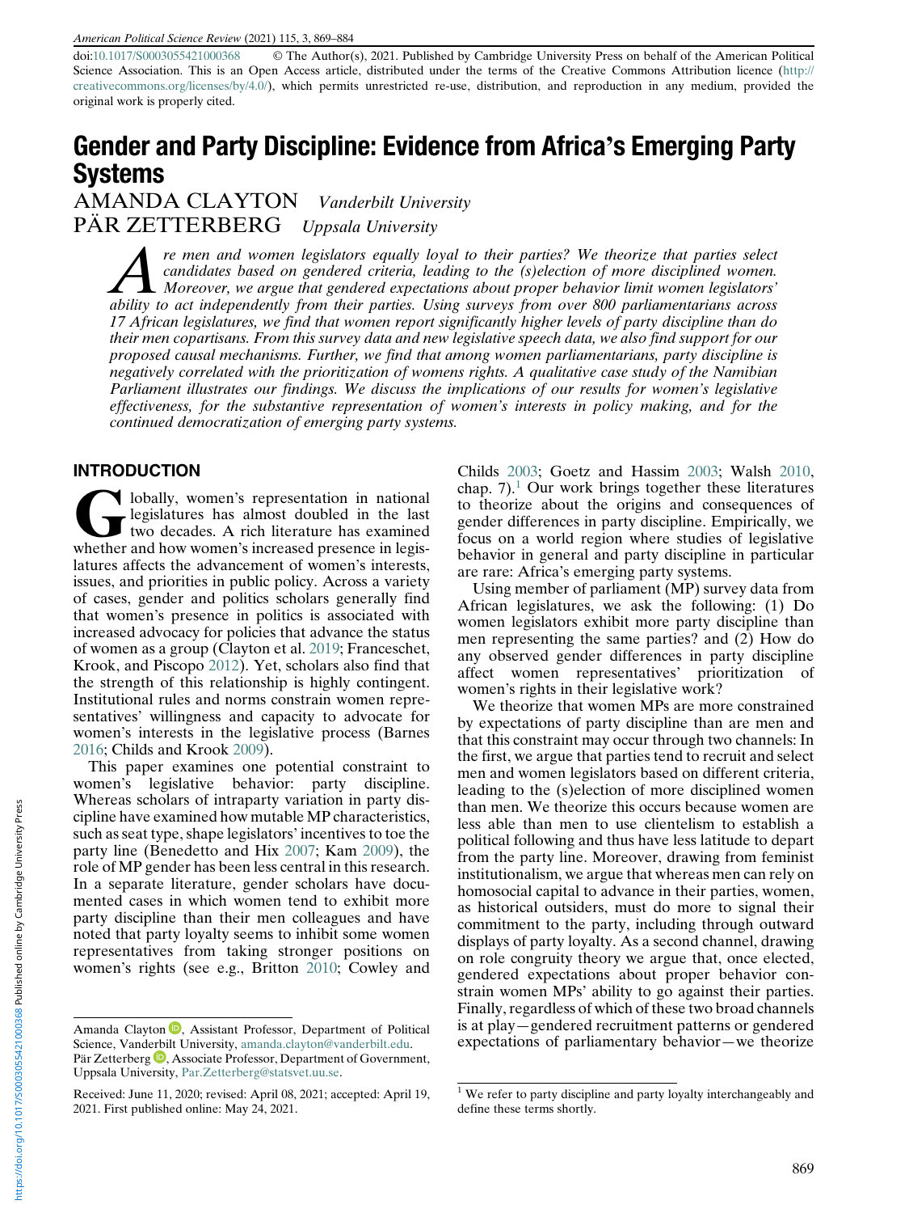doi:10.1017/S0003055421000368 © The Author(s), 2021. Published by Cambridge University Press on behalf of the American Political Science Association. This is an Open Access article, distributed under the terms of the Creative Commons Attribution licence (http://creativecommons.org/licenses/by/4.0/), which permits unrestricted re-use, distribution, and reproduction in any medium, provided the original work is properly cited.

# Gender and Party Discipline: Evidence from Africa's Emerging Party Systems

AMANDA CLAYTON *Vanderbilt University*

PÄR ZETTERBERG *Uppsala University*

*Are men and women legislators equally loyal to their parties? We theorize that parties select candidates based on gendered criteria, leading to the (s)election of more disciplined women. Moreover, we argue that gendered expectations about proper behavior limit women legislators' ability to act independently from their parties. Using surveys from over 800 parliamentarians across 17 African legislatures, we find that women report significantly higher levels of party discipline than do their men copartisans. From this survey data and new legislative speech data, we also find support for our proposed causal mechanisms. Further, we find that among women parliamentarians, party discipline is negatively correlated with the prioritization of womens rights. A qualitative case study of the Namibian Parliament illustrates our findings. We discuss the implications of our results for women's legislative effectiveness, for the substantive representation of women's interests in policy making, and for the continued democratization of emerging party systems.*

## INTRODUCTION

Globally, women's representation in national legislatures has almost doubled in the last two decades. A rich literature has examined whether and how women's increased presence in legislatures affects the advancement of women's interests, issues, and priorities in public policy. Across a variety of cases, gender and politics scholars generally find that women's presence in politics is associated with increased advocacy for policies that advance the status of women as a group (Clayton et al. 2019; Franceschet, Krook, and Piscopo 2012). Yet, scholars also find that the strength of this relationship is highly contingent. Institutional rules and norms constrain women representatives' willingness and capacity to advocate for women's interests in the legislative process (Barnes 2016; Childs and Krook 2009).

This paper examines one potential constraint to women's legislative behavior: party discipline. Whereas scholars of intraparty variation in party discipline have examined how mutable MP characteristics, such as seat type, shape legislators' incentives to toe the party line (Benedetto and Hix 2007; Kam 2009), the role of MP gender has been less central in this research. In a separate literature, gender scholars have documented cases in which women tend to exhibit more party discipline than their men colleagues and have noted that party loyalty seems to inhibit some women representatives from taking stronger positions on women's rights (see e.g., Britton 2010; Cowley and Childs 2003; Goetz and Hassim 2003; Walsh 2010, chap. 7).[1] Our work brings together these literatures to theorize about the origins and consequences of gender differences in party discipline. Empirically, we focus on a world region where studies of legislative behavior in general and party discipline in particular are rare: Africa's emerging party systems.

Using member of parliament (MP) survey data from African legislatures, we ask the following: (1) Do women legislators exhibit more party discipline than men representing the same parties? and (2) How do any observed gender differences in party discipline affect women representatives' prioritization of women's rights in their legislative work?

We theorize that women MPs are more constrained by expectations of party discipline than are men and that this constraint may occur through two channels: In the first, we argue that parties tend to recruit and select men and women legislators based on different criteria, leading to the (s)election of more disciplined women than men. We theorize this occurs because women are less able than men to use clientelism to establish a political following and thus have less latitude to depart from the party line. Moreover, drawing from feminist institutionalism, we argue that whereas men can rely on homosocial capital to advance in their parties, women, as historical outsiders, must do more to signal their commitment to the party, including through outward displays of party loyalty. As a second channel, drawing on role congruity theory we argue that, once elected, gendered expectations about proper behavior constrain women MPs' ability to go against their parties. Finally, regardless of which of these two broad channels is at play—gendered recruitment patterns or gendered expectations of parliamentary behavior—we theorize

Amanda Clayton, Assistant Professor, Department of Political Science, Vanderbilt University, amanda.clayton@vanderbilt.edu.

Pär Zetterberg, Associate Professor, Department of Government, Uppsala University, Par.Zetterberg@statsvet.uu.se.

Received: June 11, 2020; revised: April 08, 2021; accepted: April 19, 2021. First published online: May 24, 2021.

[1] We refer to party discipline and party loyalty interchangeably and define these terms shortly.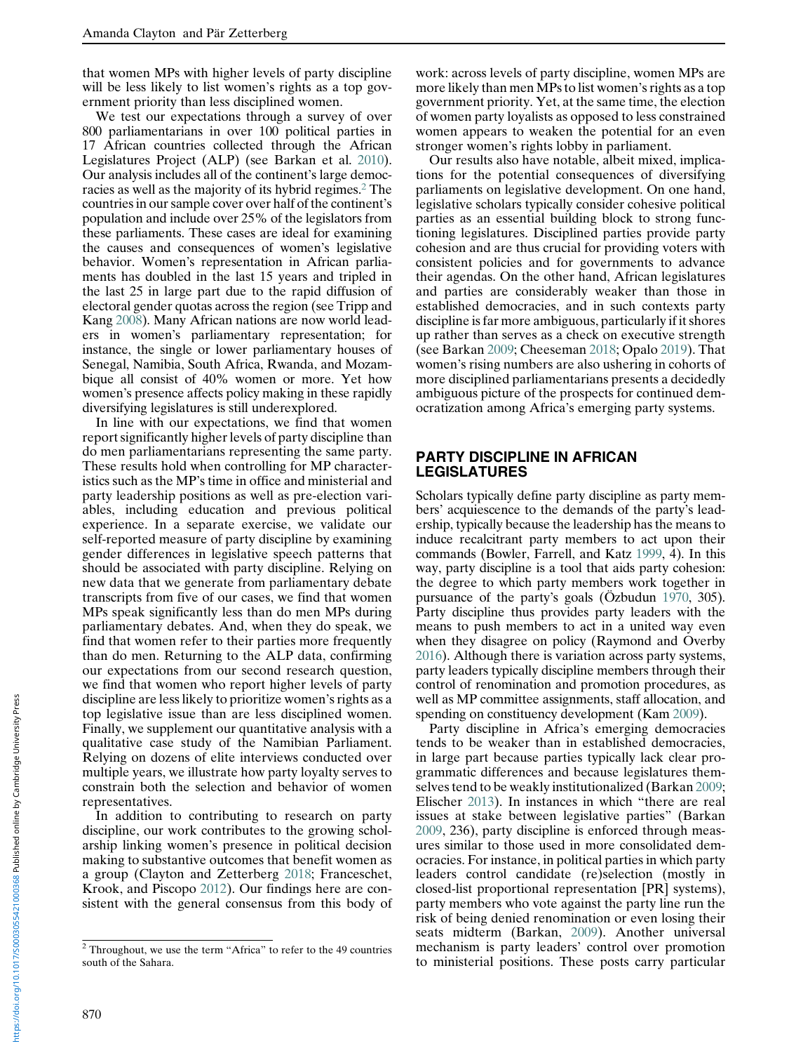that women MPs with higher levels of party discipline will be less likely to list women's rights as a top government priority than less disciplined women.

We test our expectations through a survey of over 800 parliamentarians in over 100 political parties in 17 African countries collected through the African Legislatures Project (ALP) (see Barkan et al. 2010). Our analysis includes all of the continent's large democracies as well as the majority of its hybrid regimes.[2] The countries in our sample cover over half of the continent's population and include over 25% of the legislators from these parliaments. These cases are ideal for examining the causes and consequences of women's legislative behavior. Women's representation in African parliaments has doubled in the last 15 years and tripled in the last 25 in large part due to the rapid diffusion of electoral gender quotas across the region (see Tripp and Kang 2008). Many African nations are now world leaders in women's parliamentary representation; for instance, the single or lower parliamentary houses of Senegal, Namibia, South Africa, Rwanda, and Mozambique all consist of 40% women or more. Yet how women's presence affects policy making in these rapidly diversifying legislatures is still underexplored.

In line with our expectations, we find that women report significantly higher levels of party discipline than do men parliamentarians representing the same party. These results hold when controlling for MP characteristics such as the MP's time in office and ministerial and party leadership positions as well as pre-election variables, including education and previous political experience. In a separate exercise, we validate our self-reported measure of party discipline by examining gender differences in legislative speech patterns that should be associated with party discipline. Relying on new data that we generate from parliamentary debate transcripts from five of our cases, we find that women MPs speak significantly less than do men MPs during parliamentary debates. And, when they do speak, we find that women refer to their parties more frequently than do men. Returning to the ALP data, confirming our expectations from our second research question, we find that women who report higher levels of party discipline are less likely to prioritize women's rights as a top legislative issue than are less disciplined women. Finally, we supplement our quantitative analysis with a qualitative case study of the Namibian Parliament. Relying on dozens of elite interviews conducted over multiple years, we illustrate how party loyalty serves to constrain both the selection and behavior of women representatives.

In addition to contributing to research on party discipline, our work contributes to the growing scholarship linking women's presence in political decision making to substantive outcomes that benefit women as a group (Clayton and Zetterberg 2018; Franceschet, Krook, and Piscopo 2012). Our findings here are consistent with the general consensus from this body of work: across levels of party discipline, women MPs are more likely than men MPs to list women's rights as a top government priority. Yet, at the same time, the election of women party loyalists as opposed to less constrained women appears to weaken the potential for an even stronger women's rights lobby in parliament.

Our results also have notable, albeit mixed, implications for the potential consequences of diversifying parliaments on legislative development. On one hand, legislative scholars typically consider cohesive political parties as an essential building block to strong functioning legislatures. Disciplined parties provide party cohesion and are thus crucial for providing voters with consistent policies and for governments to advance their agendas. On the other hand, African legislatures and parties are considerably weaker than those in established democracies, and in such contexts party discipline is far more ambiguous, particularly if it shores up rather than serves as a check on executive strength (see Barkan 2009; Cheeseman 2018; Opalo 2019). That women's rising numbers are also ushering in cohorts of more disciplined parliamentarians presents a decidedly ambiguous picture of the prospects for continued democratization among Africa's emerging party systems.

## PARTY DISCIPLINE IN AFRICAN LEGISLATURES

Scholars typically define party discipline as party members' acquiescence to the demands of the party's leadership, typically because the leadership has the means to induce recalcitrant party members to act upon their commands (Bowler, Farrell, and Katz 1999, 4). In this way, party discipline is a tool that aids party cohesion: the degree to which party members work together in pursuance of the party's goals (Özbudun 1970, 305). Party discipline thus provides party leaders with the means to push members to act in a united way even when they disagree on policy (Raymond and Overby 2016). Although there is variation across party systems, party leaders typically discipline members through their control of renomination and promotion procedures, as well as MP committee assignments, staff allocation, and spending on constituency development (Kam 2009).

Party discipline in Africa's emerging democracies tends to be weaker than in established democracies, in large part because parties typically lack clear programmatic differences and because legislatures themselves tend to be weakly institutionalized (Barkan 2009; Elischer 2013). In instances in which "there are real issues at stake between legislative parties" (Barkan 2009, 236), party discipline is enforced through measures similar to those used in more consolidated democracies. For instance, in political parties in which party leaders control candidate (re)selection (mostly in closed-list proportional representation [PR] systems), party members who vote against the party line run the risk of being denied renomination or even losing their seats midterm (Barkan, 2009). Another universal mechanism is party leaders' control over promotion to ministerial positions. These posts carry particular

[2] Throughout, we use the term "Africa" to refer to the 49 countries south of the Sahara.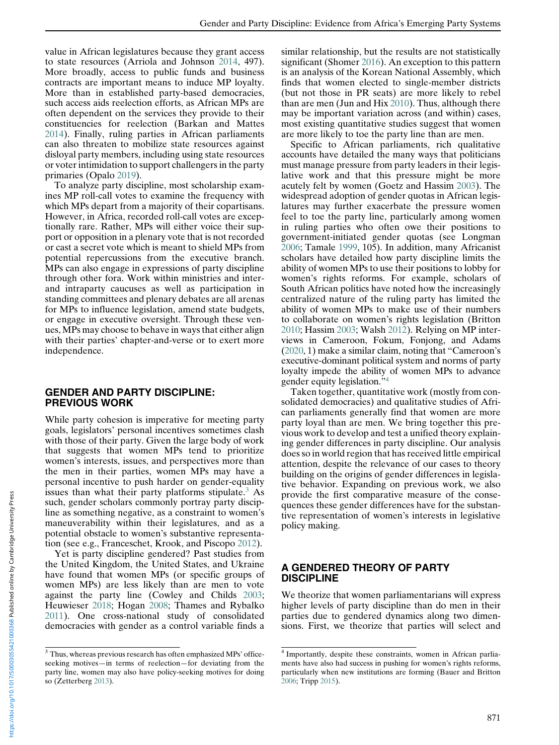value in African legislatures because they grant access to state resources (Arriola and Johnson 2014, 497). More broadly, access to public funds and business contracts are important means to induce MP loyalty. More than in established party-based democracies, such access aids reelection efforts, as African MPs are often dependent on the services they provide to their constituencies for reelection (Barkan and Mattes 2014). Finally, ruling parties in African parliaments can also threaten to mobilize state resources against disloyal party members, including using state resources or voter intimidation to support challengers in the party primaries (Opalo 2019).

To analyze party discipline, most scholarship examines MP roll-call votes to examine the frequency with which MPs depart from a majority of their copartisans. However, in Africa, recorded roll-call votes are exceptionally rare. Rather, MPs will either voice their support or opposition in a plenary vote that is not recorded or cast a secret vote which is meant to shield MPs from potential repercussions from the executive branch. MPs can also engage in expressions of party discipline through other fora. Work within ministries and inter- and intraparty caucuses as well as participation in standing committees and plenary debates are all arenas for MPs to influence legislation, amend state budgets, or engage in executive oversight. Through these venues, MPs may choose to behave in ways that either align with their parties' chapter-and-verse or to exert more independence.

## GENDER AND PARTY DISCIPLINE: PREVIOUS WORK

While party cohesion is imperative for meeting party goals, legislators' personal incentives sometimes clash with those of their party. Given the large body of work that suggests that women MPs tend to prioritize women's interests, issues, and perspectives more than the men in their parties, women MPs may have a personal incentive to push harder on gender-equality issues than what their party platforms stipulate.[3] As such, gender scholars commonly portray party discipline as something negative, as a constraint to women's maneuverability within their legislatures, and as a potential obstacle to women's substantive representation (see e.g., Franceschet, Krook, and Piscopo 2012).

Yet is party discipline gendered? Past studies from the United Kingdom, the United States, and Ukraine have found that women MPs (or specific groups of women MPs) are less likely than are men to vote against the party line (Cowley and Childs 2003; Heuwieser 2018; Hogan 2008; Thames and Rybalko 2011). One cross-national study of consolidated democracies with gender as a control variable finds a similar relationship, but the results are not statistically significant (Shomer 2016). An exception to this pattern is an analysis of the Korean National Assembly, which finds that women elected to single-member districts (but not those in PR seats) are more likely to rebel than are men (Jun and Hix 2010). Thus, although there may be important variation across (and within) cases, most existing quantitative studies suggest that women are more likely to toe the party line than are men.

Specific to African parliaments, rich qualitative accounts have detailed the many ways that politicians must manage pressure from party leaders in their legislative work and that this pressure might be more acutely felt by women (Goetz and Hassim 2003). The widespread adoption of gender quotas in African legislatures may further exacerbate the pressure women feel to toe the party line, particularly among women in ruling parties who often owe their positions to government-initiated gender quotas (see Longman 2006; Tamale 1999, 105). In addition, many Africanist scholars have detailed how party discipline limits the ability of women MPs to use their positions to lobby for women's rights reforms. For example, scholars of South African politics have noted how the increasingly centralized nature of the ruling party has limited the ability of women MPs to make use of their numbers to collaborate on women's rights legislation (Britton 2010; Hassim 2003; Walsh 2012). Relying on MP interviews in Cameroon, Fokum, Fonjong, and Adams (2020, 1) make a similar claim, noting that "Cameroon's executive-dominant political system and norms of party loyalty impede the ability of women MPs to advance gender equity legislation."[4]

Taken together, quantitative work (mostly from consolidated democracies) and qualitative studies of African parliaments generally find that women are more party loyal than are men. We bring together this previous work to develop and test a unified theory explaining gender differences in party discipline. Our analysis does so in world region that has received little empirical attention, despite the relevance of our cases to theory building on the origins of gender differences in legislative behavior. Expanding on previous work, we also provide the first comparative measure of the consequences these gender differences have for the substantive representation of women's interests in legislative policy making.

## A GENDERED THEORY OF PARTY DISCIPLINE

We theorize that women parliamentarians will express higher levels of party discipline than do men in their parties due to gendered dynamics along two dimensions. First, we theorize that parties will select and

[3] Thus, whereas previous research has often emphasized MPs' office-seeking motives—in terms of reelection—for deviating from the party line, women may also have policy-seeking motives for doing so (Zetterberg 2013).

[4] Importantly, despite these constraints, women in African parliaments have also had success in pushing for women's rights reforms, particularly when new institutions are forming (Bauer and Britton 2006; Tripp 2015).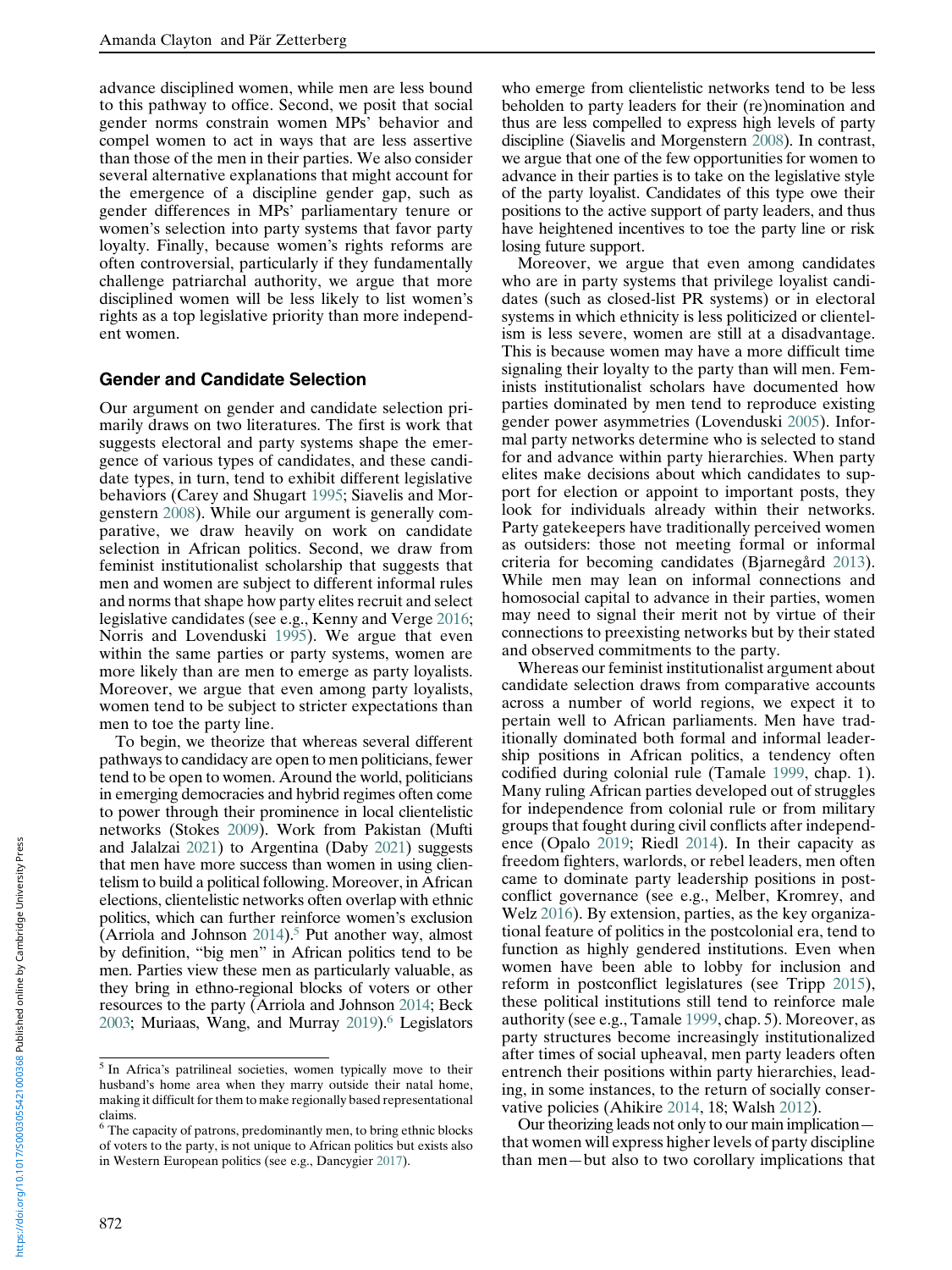advance disciplined women, while men are less bound to this pathway to office. Second, we posit that social gender norms constrain women MPs' behavior and compel women to act in ways that are less assertive than those of the men in their parties. We also consider several alternative explanations that might account for the emergence of a discipline gender gap, such as gender differences in MPs' parliamentary tenure or women's selection into party systems that favor party loyalty. Finally, because women's rights reforms are often controversial, particularly if they fundamentally challenge patriarchal authority, we argue that more disciplined women will be less likely to list women's rights as a top legislative priority than more independent women.

## Gender and Candidate Selection

Our argument on gender and candidate selection primarily draws on two literatures. The first is work that suggests electoral and party systems shape the emergence of various types of candidates, and these candidate types, in turn, tend to exhibit different legislative behaviors (Carey and Shugart 1995; Siavelis and Morgenstern 2008). While our argument is generally comparative, we draw heavily on work on candidate selection in African politics. Second, we draw from feminist institutionalist scholarship that suggests that men and women are subject to different informal rules and norms that shape how party elites recruit and select legislative candidates (see e.g., Kenny and Verge 2016; Norris and Lovenduski 1995). We argue that even within the same parties or party systems, women are more likely than are men to emerge as party loyalists. Moreover, we argue that even among party loyalists, women tend to be subject to stricter expectations than men to toe the party line.

To begin, we theorize that whereas several different pathways to candidacy are open to men politicians, fewer tend to be open to women. Around the world, politicians in emerging democracies and hybrid regimes often come to power through their prominence in local clientelistic networks (Stokes 2009). Work from Pakistan (Mufti and Jalalzai 2021) to Argentina (Daby 2021) suggests that men have more success than women in using clientelism to build a political following. Moreover, in African elections, clientelistic networks often overlap with ethnic politics, which can further reinforce women's exclusion (Arriola and Johnson 2014).[5] Put another way, almost by definition, "big men" in African politics tend to be men. Parties view these men as particularly valuable, as they bring in ethno-regional blocks of voters or other resources to the party (Arriola and Johnson 2014; Beck 2003; Muriaas, Wang, and Murray 2019).[6] Legislators who emerge from clientelistic networks tend to be less beholden to party leaders for their (re)nomination and thus are less compelled to express high levels of party discipline (Siavelis and Morgenstern 2008). In contrast, we argue that one of the few opportunities for women to advance in their parties is to take on the legislative style of the party loyalist. Candidates of this type owe their positions to the active support of party leaders, and thus have heightened incentives to toe the party line or risk losing future support.

Moreover, we argue that even among candidates who are in party systems that privilege loyalist candidates (such as closed-list PR systems) or in electoral systems in which ethnicity is less politicized or clientelism is less severe, women are still at a disadvantage. This is because women may have a more difficult time signaling their loyalty to the party than will men. Feminists institutionalist scholars have documented how parties dominated by men tend to reproduce existing gender power asymmetries (Lovenduski 2005). Informal party networks determine who is selected to stand for and advance within party hierarchies. When party elites make decisions about which candidates to support for election or appoint to important posts, they look for individuals already within their networks. Party gatekeepers have traditionally perceived women as outsiders: those not meeting formal or informal criteria for becoming candidates (Bjarnegård 2013). While men may lean on informal connections and homosocial capital to advance in their parties, women may need to signal their merit not by virtue of their connections to preexisting networks but by their stated and observed commitments to the party.

Whereas our feminist institutionalist argument about candidate selection draws from comparative accounts across a number of world regions, we expect it to pertain well to African parliaments. Men have traditionally dominated both formal and informal leadership positions in African politics, a tendency often codified during colonial rule (Tamale 1999, chap. 1). Many ruling African parties developed out of struggles for independence from colonial rule or from military groups that fought during civil conflicts after independence (Opalo 2019; Riedl 2014). In their capacity as freedom fighters, warlords, or rebel leaders, men often came to dominate party leadership positions in post-conflict governance (see e.g., Melber, Kromrey, and Welz 2016). By extension, parties, as the key organizational feature of politics in the postcolonial era, tend to function as highly gendered institutions. Even when women have been able to lobby for inclusion and reform in postconflict legislatures (see Tripp 2015), these political institutions still tend to reinforce male authority (see e.g., Tamale 1999, chap. 5). Moreover, as party structures become increasingly institutionalized after times of social upheaval, men party leaders often entrench their positions within party hierarchies, leading, in some instances, to the return of socially conservative policies (Ahikire 2014, 18; Walsh 2012).

Our theorizing leads not only to our main implication—that women will express higher levels of party discipline than men—but also to two corollary implications that

[5] In Africa's patrilineal societies, women typically move to their husband's home area when they marry outside their natal home, making it difficult for them to make regionally based representational claims.

[6] The capacity of patrons, predominantly men, to bring ethnic blocks of voters to the party, is not unique to African politics but exists also in Western European politics (see e.g., Dancygier 2017).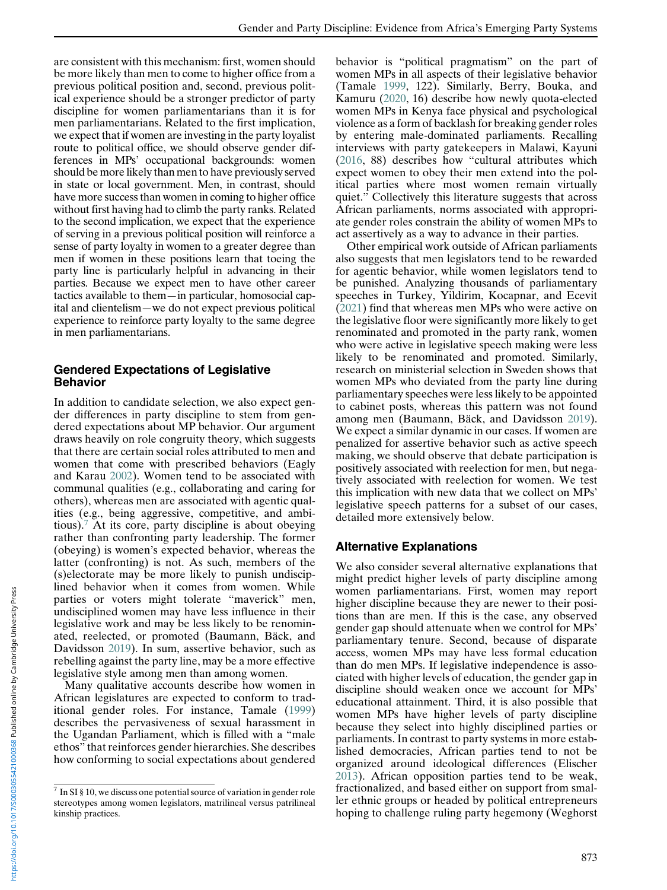are consistent with this mechanism: first, women should be more likely than men to come to higher office from a previous political position and, second, previous political experience should be a stronger predictor of party discipline for women parliamentarians than it is for men parliamentarians. Related to the first implication, we expect that if women are investing in the party loyalist route to political office, we should observe gender differences in MPs' occupational backgrounds: women should be more likely than men to have previously served in state or local government. Men, in contrast, should have more success than women in coming to higher office without first having had to climb the party ranks. Related to the second implication, we expect that the experience of serving in a previous political position will reinforce a sense of party loyalty in women to a greater degree than men if women in these positions learn that toeing the party line is particularly helpful in advancing in their parties. Because we expect men to have other career tactics available to them—in particular, homosocial capital and clientelism—we do not expect previous political experience to reinforce party loyalty to the same degree in men parliamentarians.

## Gendered Expectations of Legislative Behavior

In addition to candidate selection, we also expect gender differences in party discipline to stem from gendered expectations about MP behavior. Our argument draws heavily on role congruity theory, which suggests that there are certain social roles attributed to men and women that come with prescribed behaviors (Eagly and Karau 2002). Women tend to be associated with communal qualities (e.g., collaborating and caring for others), whereas men are associated with agentic qualities (e.g., being aggressive, competitive, and ambitious).[7] At its core, party discipline is about obeying rather than confronting party leadership. The former (obeying) is women's expected behavior, whereas the latter (confronting) is not. As such, members of the (s)electorate may be more likely to punish undisciplined behavior when it comes from women. While parties or voters might tolerate "maverick" men, undisciplined women may have less influence in their legislative work and may be less likely to be renominated, reelected, or promoted (Baumann, Bäck, and Davidsson 2019). In sum, assertive behavior, such as rebelling against the party line, may be a more effective legislative style among men than among women.

Many qualitative accounts describe how women in African legislatures are expected to conform to traditional gender roles. For instance, Tamale (1999) describes the pervasiveness of sexual harassment in the Ugandan Parliament, which is filled with a "male ethos" that reinforces gender hierarchies. She describes how conforming to social expectations about gendered behavior is "political pragmatism" on the part of women MPs in all aspects of their legislative behavior (Tamale 1999, 122). Similarly, Berry, Bouka, and Kamuru (2020, 16) describe how newly quota-elected women MPs in Kenya face physical and psychological violence as a form of backlash for breaking gender roles by entering male-dominated parliaments. Recalling interviews with party gatekeepers in Malawi, Kayuni (2016, 88) describes how "cultural attributes which expect women to obey their men extend into the political parties where most women remain virtually quiet." Collectively this literature suggests that across African parliaments, norms associated with appropriate gender roles constrain the ability of women MPs to act assertively as a way to advance in their parties.

Other empirical work outside of African parliaments also suggests that men legislators tend to be rewarded for agentic behavior, while women legislators tend to be punished. Analyzing thousands of parliamentary speeches in Turkey, Yildirim, Kocapnar, and Ecevit (2021) find that whereas men MPs who were active on the legislative floor were significantly more likely to get renominated and promoted in the party rank, women who were active in legislative speech making were less likely to be renominated and promoted. Similarly, research on ministerial selection in Sweden shows that women MPs who deviated from the party line during parliamentary speeches were less likely to be appointed to cabinet posts, whereas this pattern was not found among men (Baumann, Bäck, and Davidsson 2019). We expect a similar dynamic in our cases. If women are penalized for assertive behavior such as active speech making, we should observe that debate participation is positively associated with reelection for men, but negatively associated with reelection for women. We test this implication with new data that we collect on MPs' legislative speech patterns for a subset of our cases, detailed more extensively below.

## Alternative Explanations

We also consider several alternative explanations that might predict higher levels of party discipline among women parliamentarians. First, women may report higher discipline because they are newer to their positions than are men. If this is the case, any observed gender gap should attenuate when we control for MPs' parliamentary tenure. Second, because of disparate access, women MPs may have less formal education than do men MPs. If legislative independence is associated with higher levels of education, the gender gap in discipline should weaken once we account for MPs' educational attainment. Third, it is also possible that women MPs have higher levels of party discipline because they select into highly disciplined parties or parliaments. In contrast to party systems in more established democracies, African parties tend to not be organized around ideological differences (Elischer 2013). African opposition parties tend to be weak, fractionalized, and based either on support from smaller ethnic groups or headed by political entrepreneurs hoping to challenge ruling party hegemony (Weghorst

[7] In SI § 10, we discuss one potential source of variation in gender role stereotypes among women legislators, matrilineal versus patrilineal kinship practices.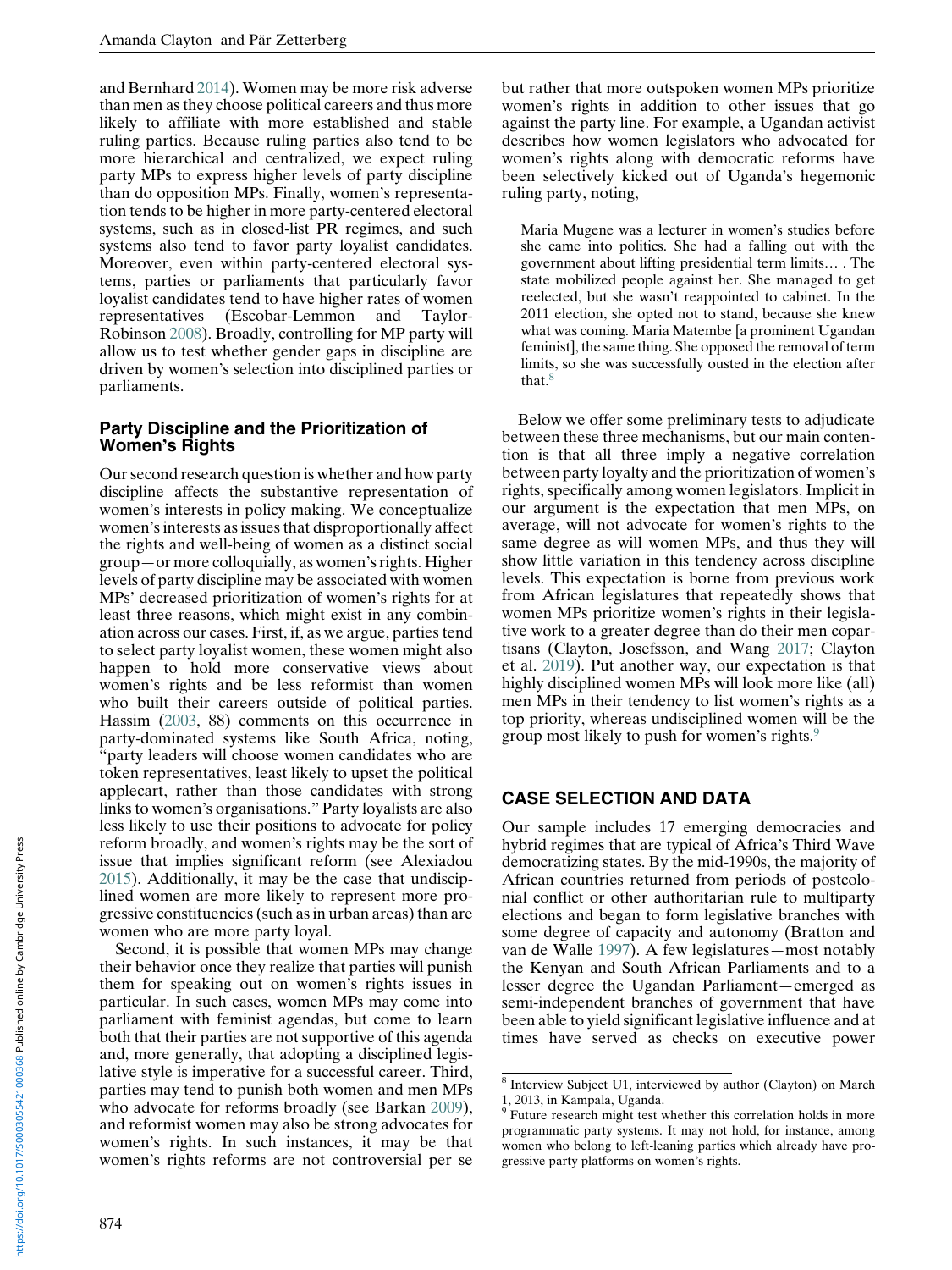and Bernhard 2014). Women may be more risk adverse than men as they choose political careers and thus more likely to affiliate with more established and stable ruling parties. Because ruling parties also tend to be more hierarchical and centralized, we expect ruling party MPs to express higher levels of party discipline than do opposition MPs. Finally, women's representation tends to be higher in more party-centered electoral systems, such as in closed-list PR regimes, and such systems also tend to favor party loyalist candidates. Moreover, even within party-centered electoral systems, parties or parliaments that particularly favor loyalist candidates tend to have higher rates of women representatives (Escobar-Lemmon and Taylor-Robinson 2008). Broadly, controlling for MP party will allow us to test whether gender gaps in discipline are driven by women's selection into disciplined parties or parliaments.

### Party Discipline and the Prioritization of Women's Rights

Our second research question is whether and how party discipline affects the substantive representation of women's interests in policy making. We conceptualize women's interests as issues that disproportionally affect the rights and well-being of women as a distinct social group—or more colloquially, as women's rights. Higher levels of party discipline may be associated with women MPs' decreased prioritization of women's rights for at least three reasons, which might exist in any combination across our cases. First, if, as we argue, parties tend to select party loyalist women, these women might also happen to hold more conservative views about women's rights and be less reformist than women who built their careers outside of political parties. Hassim (2003, 88) comments on this occurrence in party-dominated systems like South Africa, noting, "party leaders will choose women candidates who are token representatives, least likely to upset the political applecart, rather than those candidates with strong links to women's organisations." Party loyalists are also less likely to use their positions to advocate for policy reform broadly, and women's rights may be the sort of issue that implies significant reform (see Alexiadou 2015). Additionally, it may be the case that undisciplined women are more likely to represent more progressive constituencies (such as in urban areas) than are women who are more party loyal.

Second, it is possible that women MPs may change their behavior once they realize that parties will punish them for speaking out on women's rights issues in particular. In such cases, women MPs may come into parliament with feminist agendas, but come to learn both that their parties are not supportive of this agenda and, more generally, that adopting a disciplined legislative style is imperative for a successful career. Third, parties may tend to punish both women and men MPs who advocate for reforms broadly (see Barkan 2009), and reformist women may also be strong advocates for women's rights. In such instances, it may be that women's rights reforms are not controversial per se but rather that more outspoken women MPs prioritize women's rights in addition to other issues that go against the party line. For example, a Ugandan activist describes how women legislators who advocated for women's rights along with democratic reforms have been selectively kicked out of Uganda's hegemonic ruling party, noting,

> Maria Mugene was a lecturer in women's studies before she came into politics. She had a falling out with the government about lifting presidential term limits… . The state mobilized people against her. She managed to get reelected, but she wasn't reappointed to cabinet. In the 2011 election, she opted not to stand, because she knew what was coming. Maria Matembe [a prominent Ugandan feminist], the same thing. She opposed the removal of term limits, so she was successfully ousted in the election after that.[8]

Below we offer some preliminary tests to adjudicate between these three mechanisms, but our main contention is that all three imply a negative correlation between party loyalty and the prioritization of women's rights, specifically among women legislators. Implicit in our argument is the expectation that men MPs, on average, will not advocate for women's rights to the same degree as will women MPs, and thus they will show little variation in this tendency across discipline levels. This expectation is borne from previous work from African legislatures that repeatedly shows that women MPs prioritize women's rights in their legislative work to a greater degree than do their men copartisans (Clayton, Josefsson, and Wang 2017; Clayton et al. 2019). Put another way, our expectation is that highly disciplined women MPs will look more like (all) men MPs in their tendency to list women's rights as a top priority, whereas undisciplined women will be the group most likely to push for women's rights.[9]

## CASE SELECTION AND DATA

Our sample includes 17 emerging democracies and hybrid regimes that are typical of Africa's Third Wave democratizing states. By the mid-1990s, the majority of African countries returned from periods of postcolonial conflict or other authoritarian rule to multiparty elections and began to form legislative branches with some degree of capacity and autonomy (Bratton and van de Walle 1997). A few legislatures—most notably the Kenyan and South African Parliaments and to a lesser degree the Ugandan Parliament—emerged as semi-independent branches of government that have been able to yield significant legislative influence and at times have served as checks on executive power

---

[8] Interview Subject U1, interviewed by author (Clayton) on March 1, 2013, in Kampala, Uganda.

[9] Future research might test whether this correlation holds in more programmatic party systems. It may not hold, for instance, among women who belong to left-leaning parties which already have progressive party platforms on women's rights.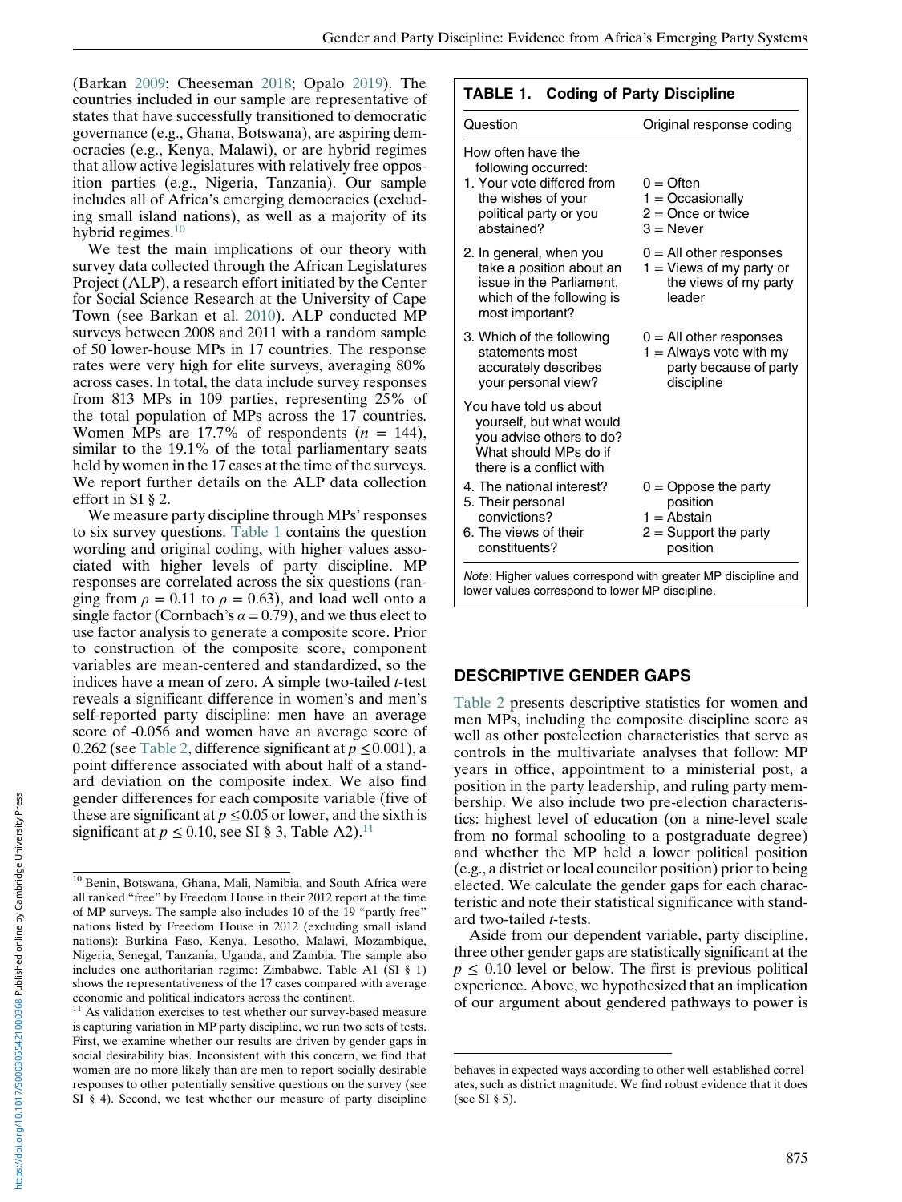(Barkan 2009; Cheeseman 2018; Opalo 2019). The countries included in our sample are representative of states that have successfully transitioned to democratic governance (e.g., Ghana, Botswana), are aspiring democracies (e.g., Kenya, Malawi), or are hybrid regimes that allow active legislatures with relatively free opposition parties (e.g., Nigeria, Tanzania). Our sample includes all of Africa's emerging democracies (excluding small island nations), as well as a majority of its hybrid regimes.[10]

We test the main implications of our theory with survey data collected through the African Legislatures Project (ALP), a research effort initiated by the Center for Social Science Research at the University of Cape Town (see Barkan et al. 2010). ALP conducted MP surveys between 2008 and 2011 with a random sample of 50 lower-house MPs in 17 countries. The response rates were very high for elite surveys, averaging 80% across cases. In total, the data include survey responses from 813 MPs in 109 parties, representing 25% of the total population of MPs across the 17 countries. Women MPs are 17.7% of respondents ($n$ = 144), similar to the 19.1% of the total parliamentary seats held by women in the 17 cases at the time of the surveys. We report further details on the ALP data collection effort in SI § 2.

We measure party discipline through MPs' responses to six survey questions. Table 1 contains the question wording and original coding, with higher values associated with higher levels of party discipline. MP responses are correlated across the six questions (ranging from $\rho = 0.11$ to $\rho = 0.63$), and load well onto a single factor (Cornbach's $\alpha = 0.79$), and we thus elect to use factor analysis to generate a composite score. Prior to construction of the composite score, component variables are mean-centered and standardized, so the indices have a mean of zero. A simple two-tailed $t$-test reveals a significant difference in women's and men's self-reported party discipline: men have an average score of -0.056 and women have an average score of 0.262 (see Table 2, difference significant at $p \leq 0.001$), a point difference associated with about half of a standard deviation on the composite index. We also find gender differences for each composite variable (five of these are significant at $p \leq 0.05$ or lower, and the sixth is significant at $p \leq 0.10$, see SI § 3, Table A2).[11]

**TABLE 1. Coding of Party Discipline**

| Question | Original response coding |
|---|---|
| How often have the following occurred: | |
| 1. Your vote differed from the wishes of your political party or you abstained? | 0 = Often<br>1 = Occasionally<br>2 = Once or twice<br>3 = Never |
| 2. In general, when you take a position about an issue in the Parliament, which of the following is most important? | 0 = All other responses<br>1 = Views of my party or the views of my party leader |
| 3. Which of the following statements most accurately describes your personal view? | 0 = All other responses<br>1 = Always vote with my party because of party discipline |
| You have told us about yourself, but what would you advise others to do? What should MPs do if there is a conflict with | |
| 4. The national interest?<br>5. Their personal convictions?<br>6. The views of their constituents? | 0 = Oppose the party position<br>1 = Abstain<br>2 = Support the party position |

*Note*: Higher values correspond with greater MP discipline and lower values correspond to lower MP discipline.

## DESCRIPTIVE GENDER GAPS

Table 2 presents descriptive statistics for women and men MPs, including the composite discipline score as well as other postelection characteristics that serve as controls in the multivariate analyses that follow: MP years in office, appointment to a ministerial post, a position in the party leadership, and ruling party membership. We also include two pre-election characteristics: highest level of education (on a nine-level scale from no formal schooling to a postgraduate degree) and whether the MP held a lower political position (e.g., a district or local councilor position) prior to being elected. We calculate the gender gaps for each characteristic and note their statistical significance with standard two-tailed $t$-tests.

Aside from our dependent variable, party discipline, three other gender gaps are statistically significant at the $p \leq 0.10$ level or below. The first is previous political experience. Above, we hypothesized that an implication of our argument about gendered pathways to power is

[10] Benin, Botswana, Ghana, Mali, Namibia, and South Africa were all ranked "free" by Freedom House in their 2012 report at the time of MP surveys. The sample also includes 10 of the 19 "partly free" nations listed by Freedom House in 2012 (excluding small island nations): Burkina Faso, Kenya, Lesotho, Malawi, Mozambique, Nigeria, Senegal, Tanzania, Uganda, and Zambia. The sample also includes one authoritarian regime: Zimbabwe. Table A1 (SI § 1) shows the representativeness of the 17 cases compared with average economic and political indicators across the continent.

[11] As validation exercises to test whether our survey-based measure is capturing variation in MP party discipline, we run two sets of tests. First, we examine whether our results are driven by gender gaps in social desirability bias. Inconsistent with this concern, we find that women are no more likely than are men to report socially desirable responses to other potentially sensitive questions on the survey (see SI § 4). Second, we test whether our measure of party discipline behaves in expected ways according to other well-established correlates, such as district magnitude. We find robust evidence that it does (see SI § 5).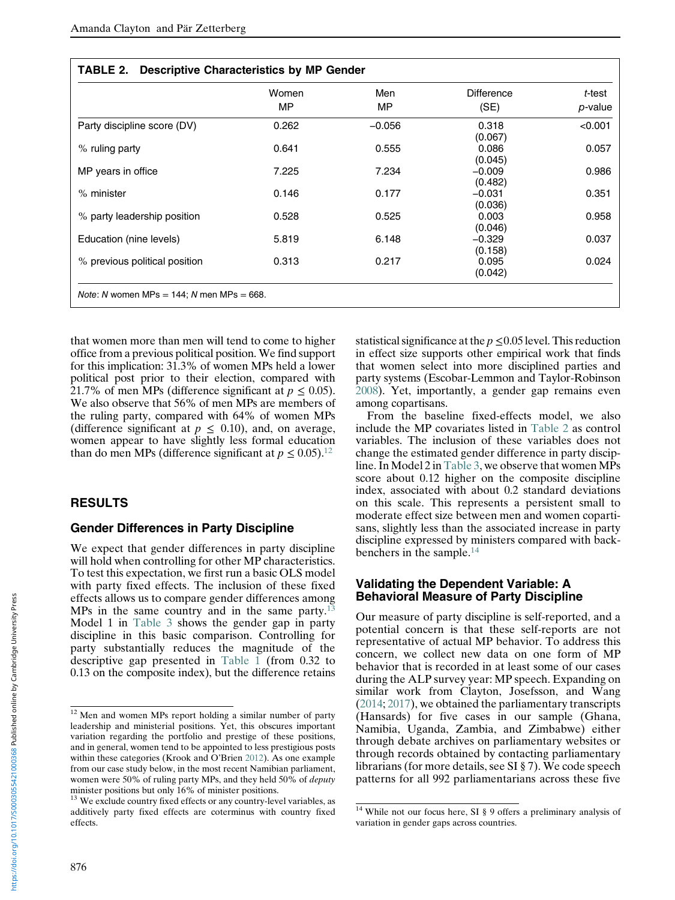**TABLE 2. Descriptive Characteristics by MP Gender**

| | Women MP | Men MP | Difference (SE) | *t*-test *p*-value |
|---|---|---|---|---|
| Party discipline score (DV) | 0.262 | −0.056 | 0.318 (0.067) | <0.001 |
| % ruling party | 0.641 | 0.555 | 0.086 (0.045) | 0.057 |
| MP years in office | 7.225 | 7.234 | −0.009 (0.482) | 0.986 |
| % minister | 0.146 | 0.177 | −0.031 (0.036) | 0.351 |
| % party leadership position | 0.528 | 0.525 | 0.003 (0.046) | 0.958 |
| Education (nine levels) | 5.819 | 6.148 | −0.329 (0.158) | 0.037 |
| % previous political position | 0.313 | 0.217 | 0.095 (0.042) | 0.024 |

*Note*: *N* women MPs = 144; *N* men MPs = 668.

that women more than men will tend to come to higher office from a previous political position. We find support for this implication: 31.3% of women MPs held a lower political post prior to their election, compared with 21.7% of men MPs (difference significant at $p \leq 0.05$). We also observe that 56% of men MPs are members of the ruling party, compared with 64% of women MPs (difference significant at $p \leq 0.10$), and, on average, women appear to have slightly less formal education than do men MPs (difference significant at $p \leq 0.05$).[12]

## RESULTS

### Gender Differences in Party Discipline

We expect that gender differences in party discipline will hold when controlling for other MP characteristics. To test this expectation, we first run a basic OLS model with party fixed effects. The inclusion of these fixed effects allows us to compare gender differences among MPs in the same country and in the same party.[13] Model 1 in Table 3 shows the gender gap in party discipline in this basic comparison. Controlling for party substantially reduces the magnitude of the descriptive gap presented in Table 1 (from 0.32 to 0.13 on the composite index), but the difference retains statistical significance at the $p \leq 0.05$ level. This reduction in effect size supports other empirical work that finds that women select into more disciplined parties and party systems (Escobar-Lemmon and Taylor-Robinson 2008). Yet, importantly, a gender gap remains even among copartisans.

From the baseline fixed-effects model, we also include the MP covariates listed in Table 2 as control variables. The inclusion of these variables does not change the estimated gender difference in party discipline. In Model 2 in Table 3, we observe that women MPs score about 0.12 higher on the composite discipline index, associated with about 0.2 standard deviations on this scale. This represents a persistent small to moderate effect size between men and women copartisans, slightly less than the associated increase in party discipline expressed by ministers compared with backbenchers in the sample.[14]

### Validating the Dependent Variable: A Behavioral Measure of Party Discipline

Our measure of party discipline is self-reported, and a potential concern is that these self-reports are not representative of actual MP behavior. To address this concern, we collect new data on one form of MP behavior that is recorded in at least some of our cases during the ALP survey year: MP speech. Expanding on similar work from Clayton, Josefsson, and Wang (2014; 2017), we obtained the parliamentary transcripts (Hansards) for five cases in our sample (Ghana, Namibia, Uganda, Zambia, and Zimbabwe) either through debate archives on parliamentary websites or through records obtained by contacting parliamentary librarians (for more details, see SI § 7). We code speech patterns for all 992 parliamentarians across these five

---

[12] Men and women MPs report holding a similar number of party leadership and ministerial positions. Yet, this obscures important variation regarding the portfolio and prestige of these positions, and in general, women tend to be appointed to less prestigious posts within these categories (Krook and O'Brien 2012). As one example from our case study below, in the most recent Namibian parliament, women were 50% of ruling party MPs, and they held 50% of *deputy* minister positions but only 16% of minister positions.

[13] We exclude country fixed effects or any country-level variables, as additively party fixed effects are coterminus with country fixed effects.

[14] While not our focus here, SI § 9 offers a preliminary analysis of variation in gender gaps across countries.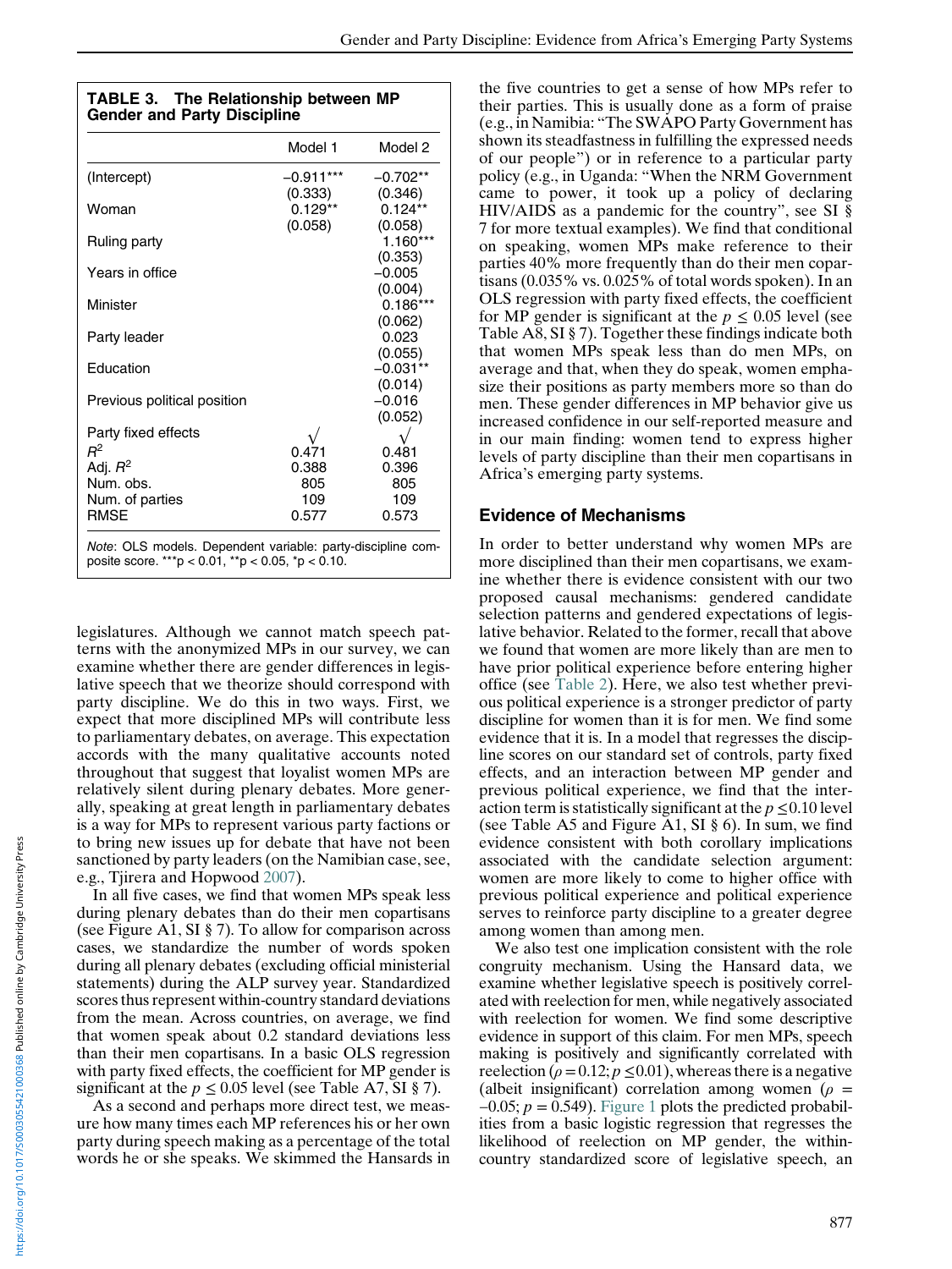**TABLE 3. The Relationship between MP Gender and Party Discipline**

| | Model 1 | Model 2 |
|---|---|---|
| (Intercept) | −0.911*** | −0.702** |
| | (0.333) | (0.346) |
| Woman | 0.129** | 0.124** |
| | (0.058) | (0.058) |
| Ruling party | | 1.160*** |
| | | (0.353) |
| Years in office | | −0.005 |
| | | (0.004) |
| Minister | | 0.186*** |
| | | (0.062) |
| Party leader | | 0.023 |
| | | (0.055) |
| Education | | −0.031** |
| | | (0.014) |
| Previous political position | | −0.016 |
| | | (0.052) |
| Party fixed effects | √ | √ |
| $R^2$ | 0.471 | 0.481 |
| Adj. $R^2$ | 0.388 | 0.396 |
| Num. obs. | 805 | 805 |
| Num. of parties | 109 | 109 |
| RMSE | 0.577 | 0.573 |

*Note*: OLS models. Dependent variable: party-discipline composite score. ***p < 0.01, **p < 0.05, *p < 0.10.

legislatures. Although we cannot match speech patterns with the anonymized MPs in our survey, we can examine whether there are gender differences in legislative speech that we theorize should correspond with party discipline. We do this in two ways. First, we expect that more disciplined MPs will contribute less to parliamentary debates, on average. This expectation accords with the many qualitative accounts noted throughout that suggest that loyalist women MPs are relatively silent during plenary debates. More generally, speaking at great length in parliamentary debates is a way for MPs to represent various party factions or to bring new issues up for debate that have not been sanctioned by party leaders (on the Namibian case, see, e.g., Tjirera and Hopwood 2007).

In all five cases, we find that women MPs speak less during plenary debates than do their men copartisans (see Figure A1, SI § 7). To allow for comparison across cases, we standardize the number of words spoken during all plenary debates (excluding official ministerial statements) during the ALP survey year. Standardized scores thus represent within-country standard deviations from the mean. Across countries, on average, we find that women speak about 0.2 standard deviations less than their men copartisans. In a basic OLS regression with party fixed effects, the coefficient for MP gender is significant at the $p \leq 0.05$ level (see Table A7, SI § 7).

As a second and perhaps more direct test, we measure how many times each MP references his or her own party during speech making as a percentage of the total words he or she speaks. We skimmed the Hansards in the five countries to get a sense of how MPs refer to their parties. This is usually done as a form of praise (e.g., in Namibia: "The SWAPO Party Government has shown its steadfastness in fulfilling the expressed needs of our people") or in reference to a particular party policy (e.g., in Uganda: "When the NRM Government came to power, it took up a policy of declaring HIV/AIDS as a pandemic for the country", see SI § 7 for more textual examples). We find that conditional on speaking, women MPs make reference to their parties 40% more frequently than do their men copartisans (0.035% vs. 0.025% of total words spoken). In an OLS regression with party fixed effects, the coefficient for MP gender is significant at the $p \leq 0.05$ level (see Table A8, SI § 7). Together these findings indicate both that women MPs speak less than do men MPs, on average and that, when they do speak, women emphasize their positions as party members more so than do men. These gender differences in MP behavior give us increased confidence in our self-reported measure and in our main finding: women tend to express higher levels of party discipline than their men copartisans in Africa's emerging party systems.

## Evidence of Mechanisms

In order to better understand why women MPs are more disciplined than their men copartisans, we examine whether there is evidence consistent with our two proposed causal mechanisms: gendered candidate selection patterns and gendered expectations of legislative behavior. Related to the former, recall that above we found that women are more likely than are men to have prior political experience before entering higher office (see Table 2). Here, we also test whether previous political experience is a stronger predictor of party discipline for women than it is for men. We find some evidence that it is. In a model that regresses the discipline scores on our standard set of controls, party fixed effects, and an interaction between MP gender and previous political experience, we find that the interaction term is statistically significant at the $p \leq 0.10$ level (see Table A5 and Figure A1, SI § 6). In sum, we find evidence consistent with both corollary implications associated with the candidate selection argument: women are more likely to come to higher office with previous political experience and political experience serves to reinforce party discipline to a greater degree among women than among men.

We also test one implication consistent with the role congruity mechanism. Using the Hansard data, we examine whether legislative speech is positively correlated with reelection for men, while negatively associated with reelection for women. We find some descriptive evidence in support of this claim. For men MPs, speech making is positively and significantly correlated with reelection ($\rho = 0.12; p \leq 0.01$), whereas there is a negative (albeit insignificant) correlation among women ($\rho = -0.05; p = 0.549$). Figure 1 plots the predicted probabilities from a basic logistic regression that regresses the likelihood of reelection on MP gender, the within-country standardized score of legislative speech, an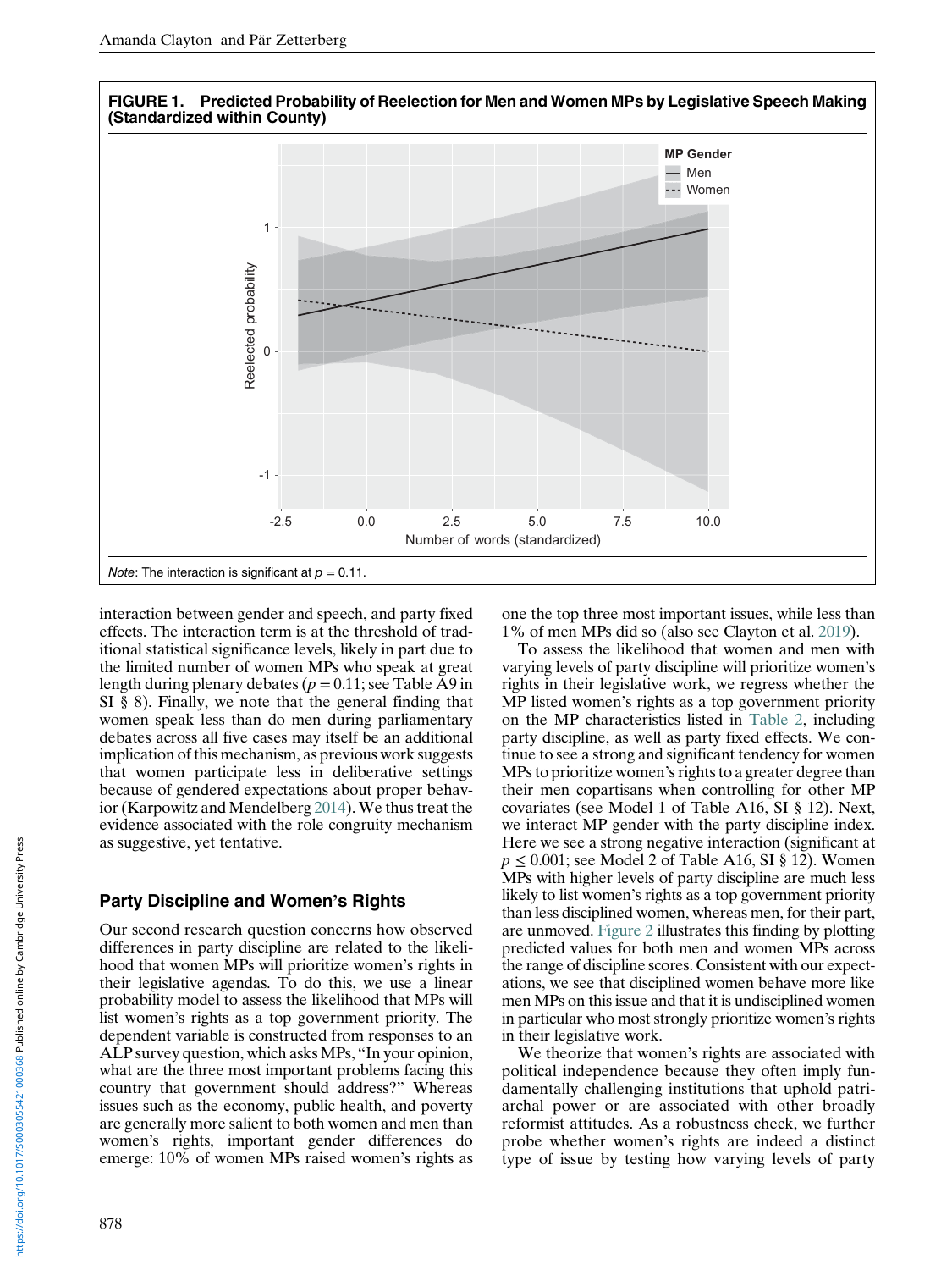**FIGURE 1. Predicted Probability of Reelection for Men and Women MPs by Legislative Speech Making (Standardized within County)**

*Note*: The interaction is significant at $p = 0.11$.

interaction between gender and speech, and party fixed effects. The interaction term is at the threshold of traditional statistical significance levels, likely in part due to the limited number of women MPs who speak at great length during plenary debates ($p = 0.11$; see Table A9 in SI § 8). Finally, we note that the general finding that women speak less than do men during parliamentary debates across all five cases may itself be an additional implication of this mechanism, as previous work suggests that women participate less in deliberative settings because of gendered expectations about proper behavior (Karpowitz and Mendelberg 2014). We thus treat the evidence associated with the role congruity mechanism as suggestive, yet tentative.

## Party Discipline and Women's Rights

Our second research question concerns how observed differences in party discipline are related to the likelihood that women MPs will prioritize women's rights in their legislative agendas. To do this, we use a linear probability model to assess the likelihood that MPs will list women's rights as a top government priority. The dependent variable is constructed from responses to an ALP survey question, which asks MPs, "In your opinion, what are the three most important problems facing this country that government should address?" Whereas issues such as the economy, public health, and poverty are generally more salient to both women and men than women's rights, important gender differences do emerge: 10% of women MPs raised women's rights as one the top three most important issues, while less than 1% of men MPs did so (also see Clayton et al. 2019).

To assess the likelihood that women and men with varying levels of party discipline will prioritize women's rights in their legislative work, we regress whether the MP listed women's rights as a top government priority on the MP characteristics listed in Table 2, including party discipline, as well as party fixed effects. We continue to see a strong and significant tendency for women MPs to prioritize women's rights to a greater degree than their men copartisans when controlling for other MP covariates (see Model 1 of Table A16, SI § 12). Next, we interact MP gender with the party discipline index. Here we see a strong negative interaction (significant at $p \leq 0.001$; see Model 2 of Table A16, SI § 12). Women MPs with higher levels of party discipline are much less likely to list women's rights as a top government priority than less disciplined women, whereas men, for their part, are unmoved. Figure 2 illustrates this finding by plotting predicted values for both men and women MPs across the range of discipline scores. Consistent with our expectations, we see that disciplined women behave more like men MPs on this issue and that it is undisciplined women in particular who most strongly prioritize women's rights in their legislative work.

We theorize that women's rights are associated with political independence because they often imply fundamentally challenging institutions that uphold patriarchal power or are associated with other broadly reformist attitudes. As a robustness check, we further probe whether women's rights are indeed a distinct type of issue by testing how varying levels of party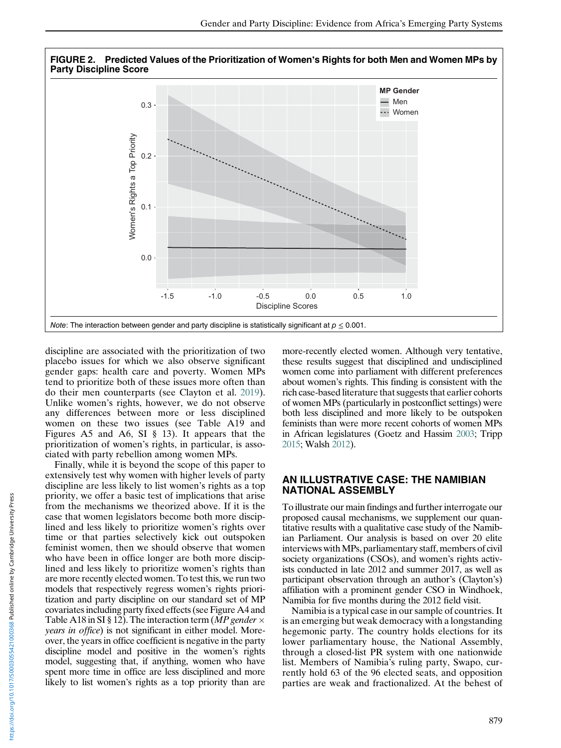**FIGURE 2. Predicted Values of the Prioritization of Women's Rights for both Men and Women MPs by Party Discipline Score**

*Note*: The interaction between gender and party discipline is statistically significant at $p \leq 0.001$.

discipline are associated with the prioritization of two placebo issues for which we also observe significant gender gaps: health care and poverty. Women MPs tend to prioritize both of these issues more often than do their men counterparts (see Clayton et al. 2019). Unlike women's rights, however, we do not observe any differences between more or less disciplined women on these two issues (see Table A19 and Figures A5 and A6, SI § 13). It appears that the prioritization of women's rights, in particular, is associated with party rebellion among women MPs.

Finally, while it is beyond the scope of this paper to extensively test why women with higher levels of party discipline are less likely to list women's rights as a top priority, we offer a basic test of implications that arise from the mechanisms we theorized above. If it is the case that women legislators become both more disciplined and less likely to prioritize women's rights over time or that parties selectively kick out outspoken feminist women, then we should observe that women who have been in office longer are both more disciplined and less likely to prioritize women's rights than are more recently elected women. To test this, we run two models that respectively regress women's rights prioritization and party discipline on our standard set of MP covariates including party fixed effects (see Figure A4 and Table A18 in SI § 12). The interaction term (*MP gender* × *years in office*) is not significant in either model. Moreover, the years in office coefficient is negative in the party discipline model and positive in the women's rights model, suggesting that, if anything, women who have spent more time in office are less disciplined and more likely to list women's rights as a top priority than are more-recently elected women. Although very tentative, these results suggest that disciplined and undisciplined women come into parliament with different preferences about women's rights. This finding is consistent with the rich case-based literature that suggests that earlier cohorts of women MPs (particularly in postconflict settings) were both less disciplined and more likely to be outspoken feminists than were more recent cohorts of women MPs in African legislatures (Goetz and Hassim 2003; Tripp 2015; Walsh 2012).

## AN ILLUSTRATIVE CASE: THE NAMIBIAN NATIONAL ASSEMBLY

To illustrate our main findings and further interrogate our proposed causal mechanisms, we supplement our quantitative results with a qualitative case study of the Namibian Parliament. Our analysis is based on over 20 elite interviews with MPs, parliamentary staff, members of civil society organizations (CSOs), and women's rights activists conducted in late 2012 and summer 2017, as well as participant observation through an author's (Clayton's) affiliation with a prominent gender CSO in Windhoek, Namibia for five months during the 2012 field visit.

Namibia is a typical case in our sample of countries. It is an emerging but weak democracy with a longstanding hegemonic party. The country holds elections for its lower parliamentary house, the National Assembly, through a closed-list PR system with one nationwide list. Members of Namibia's ruling party, Swapo, currently hold 63 of the 96 elected seats, and opposition parties are weak and fractionalized. At the behest of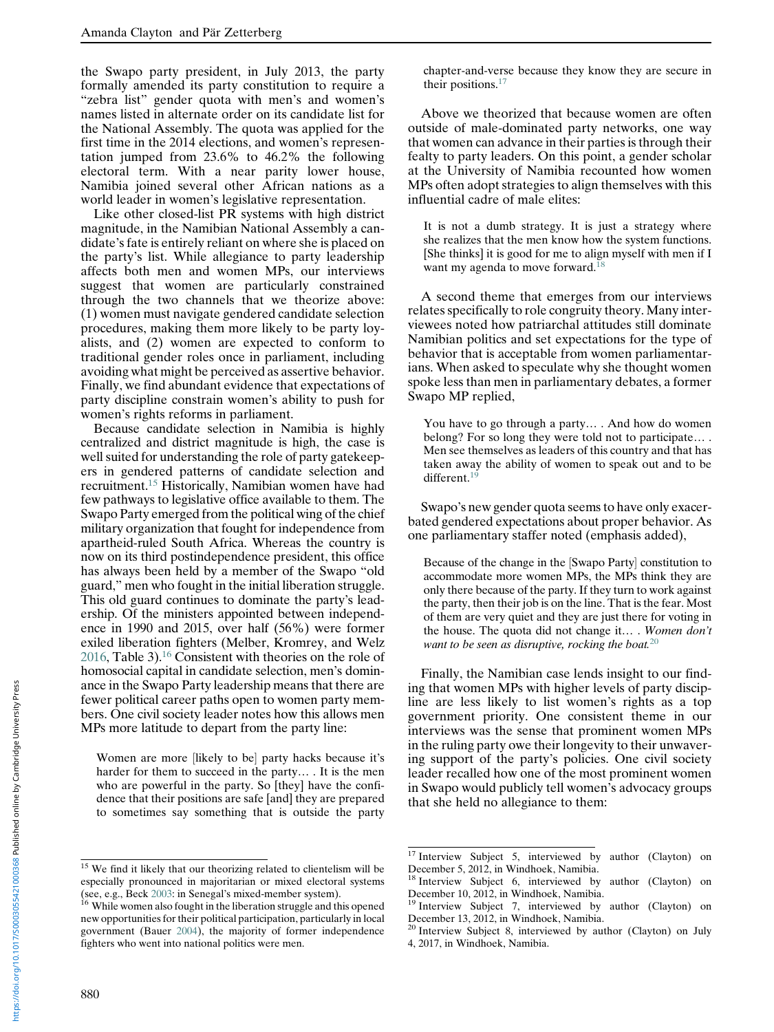the Swapo party president, in July 2013, the party formally amended its party constitution to require a "zebra list" gender quota with men's and women's names listed in alternate order on its candidate list for the National Assembly. The quota was applied for the first time in the 2014 elections, and women's representation jumped from 23.6% to 46.2% the following electoral term. With a near parity lower house, Namibia joined several other African nations as a world leader in women's legislative representation.

Like other closed-list PR systems with high district magnitude, in the Namibian National Assembly a candidate's fate is entirely reliant on where she is placed on the party's list. While allegiance to party leadership affects both men and women MPs, our interviews suggest that women are particularly constrained through the two channels that we theorize above: (1) women must navigate gendered candidate selection procedures, making them more likely to be party loyalists, and (2) women are expected to conform to traditional gender roles once in parliament, including avoiding what might be perceived as assertive behavior. Finally, we find abundant evidence that expectations of party discipline constrain women's ability to push for women's rights reforms in parliament.

Because candidate selection in Namibia is highly centralized and district magnitude is high, the case is well suited for understanding the role of party gatekeepers in gendered patterns of candidate selection and recruitment.[15] Historically, Namibian women have had few pathways to legislative office available to them. The Swapo Party emerged from the political wing of the chief military organization that fought for independence from apartheid-ruled South Africa. Whereas the country is now on its third postindependence president, this office has always been held by a member of the Swapo "old guard," men who fought in the initial liberation struggle. This old guard continues to dominate the party's leadership. Of the ministers appointed between independence in 1990 and 2015, over half (56%) were former exiled liberation fighters (Melber, Kromrey, and Welz 2016, Table 3).[16] Consistent with theories on the role of homosocial capital in candidate selection, men's dominance in the Swapo Party leadership means that there are fewer political career paths open to women party members. One civil society leader notes how this allows men MPs more latitude to depart from the party line:

> Women are more [likely to be] party hacks because it's harder for them to succeed in the party… . It is the men who are powerful in the party. So [they] have the confidence that their positions are safe [and] they are prepared to sometimes say something that is outside the party chapter-and-verse because they know they are secure in their positions.[17]

Above we theorized that because women are often outside of male-dominated party networks, one way that women can advance in their parties is through their fealty to party leaders. On this point, a gender scholar at the University of Namibia recounted how women MPs often adopt strategies to align themselves with this influential cadre of male elites:

> It is not a dumb strategy. It is just a strategy where she realizes that the men know how the system functions. [She thinks] it is good for me to align myself with men if I want my agenda to move forward.[18]

A second theme that emerges from our interviews relates specifically to role congruity theory. Many interviewees noted how patriarchal attitudes still dominate Namibian politics and set expectations for the type of behavior that is acceptable from women parliamentarians. When asked to speculate why she thought women spoke less than men in parliamentary debates, a former Swapo MP replied,

> You have to go through a party… . And how do women belong? For so long they were told not to participate… . Men see themselves as leaders of this country and that has taken away the ability of women to speak out and to be different.[19]

Swapo's new gender quota seems to have only exacerbated gendered expectations about proper behavior. As one parliamentary staffer noted (emphasis added),

> Because of the change in the [Swapo Party] constitution to accommodate more women MPs, the MPs think they are only there because of the party. If they turn to work against the party, then their job is on the line. That is the fear. Most of them are very quiet and they are just there for voting in the house. The quota did not change it… . *Women don't want to be seen as disruptive, rocking the boat.*[20]

Finally, the Namibian case lends insight to our finding that women MPs with higher levels of party discipline are less likely to list women's rights as a top government priority. One consistent theme in our interviews was the sense that prominent women MPs in the ruling party owe their longevity to their unwavering support of the party's policies. One civil society leader recalled how one of the most prominent women in Swapo would publicly tell women's advocacy groups that she held no allegiance to them:

---

[15] We find it likely that our theorizing related to clientelism will be especially pronounced in majoritarian or mixed electoral systems (see, e.g., Beck 2003: in Senegal's mixed-member system).

[16] While women also fought in the liberation struggle and this opened new opportunities for their political participation, particularly in local government (Bauer 2004), the majority of former independence fighters who went into national politics were men.

[17] Interview Subject 5, interviewed by author (Clayton) on December 5, 2012, in Windhoek, Namibia.

[18] Interview Subject 6, interviewed by author (Clayton) on December 10, 2012, in Windhoek, Namibia.

[19] Interview Subject 7, interviewed by author (Clayton) on December 13, 2012, in Windhoek, Namibia.

[20] Interview Subject 8, interviewed by author (Clayton) on July 4, 2017, in Windhoek, Namibia.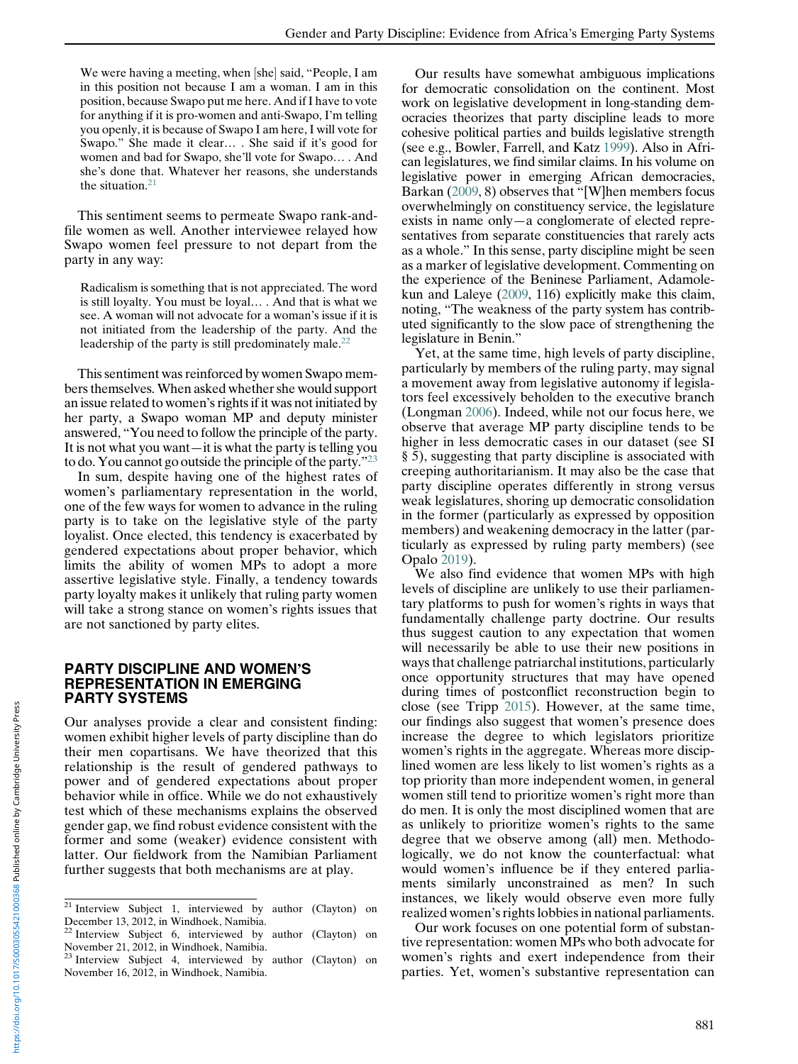> We were having a meeting, when [she] said, "People, I am in this position not because I am a woman. I am in this position, because Swapo put me here. And if I have to vote for anything if it is pro-women and anti-Swapo, I'm telling you openly, it is because of Swapo I am here, I will vote for Swapo." She made it clear… . She said if it's good for women and bad for Swapo, she'll vote for Swapo… . And she's done that. Whatever her reasons, she understands the situation.[21]

This sentiment seems to permeate Swapo rank-and-file women as well. Another interviewee relayed how Swapo women feel pressure to not depart from the party in any way:

> Radicalism is something that is not appreciated. The word is still loyalty. You must be loyal… . And that is what we see. A woman will not advocate for a woman's issue if it is not initiated from the leadership of the party. And the leadership of the party is still predominately male.[22]

This sentiment was reinforced by women Swapo members themselves. When asked whether she would support an issue related to women's rights if it was not initiated by her party, a Swapo woman MP and deputy minister answered, "You need to follow the principle of the party. It is not what you want—it is what the party is telling you to do. You cannot go outside the principle of the party."[23]

In sum, despite having one of the highest rates of women's parliamentary representation in the world, one of the few ways for women to advance in the ruling party is to take on the legislative style of the party loyalist. Once elected, this tendency is exacerbated by gendered expectations about proper behavior, which limits the ability of women MPs to adopt a more assertive legislative style. Finally, a tendency towards party loyalty makes it unlikely that ruling party women will take a strong stance on women's rights issues that are not sanctioned by party elites.

## PARTY DISCIPLINE AND WOMEN'S REPRESENTATION IN EMERGING PARTY SYSTEMS

Our analyses provide a clear and consistent finding: women exhibit higher levels of party discipline than do their men copartisans. We have theorized that this relationship is the result of gendered pathways to power and of gendered expectations about proper behavior while in office. While we do not exhaustively test which of these mechanisms explains the observed gender gap, we find robust evidence consistent with the former and some (weaker) evidence consistent with latter. Our fieldwork from the Namibian Parliament further suggests that both mechanisms are at play.

Our results have somewhat ambiguous implications for democratic consolidation on the continent. Most work on legislative development in long-standing democracies theorizes that party discipline leads to more cohesive political parties and builds legislative strength (see e.g., Bowler, Farrell, and Katz 1999). Also in African legislatures, we find similar claims. In his volume on legislative power in emerging African democracies, Barkan (2009, 8) observes that "[W]hen members focus overwhelmingly on constituency service, the legislature exists in name only—a conglomerate of elected representatives from separate constituencies that rarely acts as a whole." In this sense, party discipline might be seen as a marker of legislative development. Commenting on the experience of the Beninese Parliament, Adamolekun and Laleye (2009, 116) explicitly make this claim, noting, "The weakness of the party system has contributed significantly to the slow pace of strengthening the legislature in Benin."

Yet, at the same time, high levels of party discipline, particularly by members of the ruling party, may signal a movement away from legislative autonomy if legislators feel excessively beholden to the executive branch (Longman 2006). Indeed, while not our focus here, we observe that average MP party discipline tends to be higher in less democratic cases in our dataset (see SI § 5), suggesting that party discipline is associated with creeping authoritarianism. It may also be the case that party discipline operates differently in strong versus weak legislatures, shoring up democratic consolidation in the former (particularly as expressed by opposition members) and weakening democracy in the latter (particularly as expressed by ruling party members) (see Opalo 2019).

We also find evidence that women MPs with high levels of discipline are unlikely to use their parliamentary platforms to push for women's rights in ways that fundamentally challenge party doctrine. Our results thus suggest caution to any expectation that women will necessarily be able to use their new positions in ways that challenge patriarchal institutions, particularly once opportunity structures that may have opened during times of postconflict reconstruction begin to close (see Tripp 2015). However, at the same time, our findings also suggest that women's presence does increase the degree to which legislators prioritize women's rights in the aggregate. Whereas more disciplined women are less likely to list women's rights as a top priority than more independent women, in general women still tend to prioritize women's right more than do men. It is only the most disciplined women that are as unlikely to prioritize women's rights to the same degree that we observe among (all) men. Methodologically, we do not know the counterfactual: what would women's influence be if they entered parliaments similarly unconstrained as men? In such instances, we likely would observe even more fully realized women's rights lobbies in national parliaments.

Our work focuses on one potential form of substantive representation: women MPs who both advocate for women's rights and exert independence from their parties. Yet, women's substantive representation can

---

[21] Interview Subject 1, interviewed by author (Clayton) on December 13, 2012, in Windhoek, Namibia.

[22] Interview Subject 6, interviewed by author (Clayton) on November 21, 2012, in Windhoek, Namibia.

[23] Interview Subject 4, interviewed by author (Clayton) on November 16, 2012, in Windhoek, Namibia.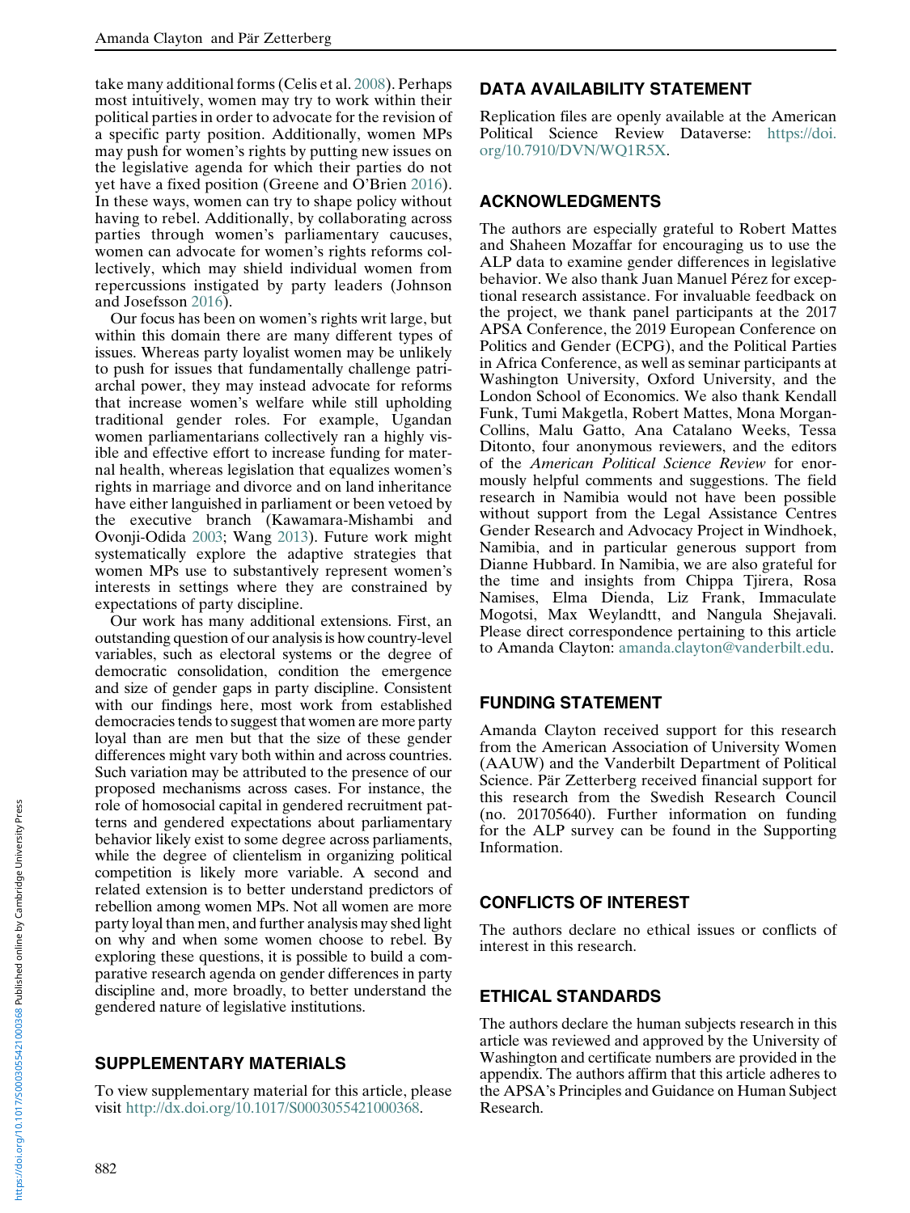take many additional forms (Celis et al. 2008). Perhaps most intuitively, women may try to work within their political parties in order to advocate for the revision of a specific party position. Additionally, women MPs may push for women's rights by putting new issues on the legislative agenda for which their parties do not yet have a fixed position (Greene and O'Brien 2016). In these ways, women can try to shape policy without having to rebel. Additionally, by collaborating across parties through women's parliamentary caucuses, women can advocate for women's rights reforms collectively, which may shield individual women from repercussions instigated by party leaders (Johnson and Josefsson 2016).

Our focus has been on women's rights writ large, but within this domain there are many different types of issues. Whereas party loyalist women may be unlikely to push for issues that fundamentally challenge patriarchal power, they may instead advocate for reforms that increase women's welfare while still upholding traditional gender roles. For example, Ugandan women parliamentarians collectively ran a highly visible and effective effort to increase funding for maternal health, whereas legislation that equalizes women's rights in marriage and divorce and on land inheritance have either languished in parliament or been vetoed by the executive branch (Kawamara-Mishambi and Ovonji-Odida 2003; Wang 2013). Future work might systematically explore the adaptive strategies that women MPs use to substantively represent women's interests in settings where they are constrained by expectations of party discipline.

Our work has many additional extensions. First, an outstanding question of our analysis is how country-level variables, such as electoral systems or the degree of democratic consolidation, condition the emergence and size of gender gaps in party discipline. Consistent with our findings here, most work from established democracies tends to suggest that women are more party loyal than are men but that the size of these gender differences might vary both within and across countries. Such variation may be attributed to the presence of our proposed mechanisms across cases. For instance, the role of homosocial capital in gendered recruitment patterns and gendered expectations about parliamentary behavior likely exist to some degree across parliaments, while the degree of clientelism in organizing political competition is likely more variable. A second and related extension is to better understand predictors of rebellion among women MPs. Not all women are more party loyal than men, and further analysis may shed light on why and when some women choose to rebel. By exploring these questions, it is possible to build a comparative research agenda on gender differences in party discipline and, more broadly, to better understand the gendered nature of legislative institutions.

## SUPPLEMENTARY MATERIALS

To view supplementary material for this article, please visit http://dx.doi.org/10.1017/S0003055421000368.

## DATA AVAILABILITY STATEMENT

Replication files are openly available at the American Political Science Review Dataverse: https://doi.org/10.7910/DVN/WQ1R5X.

## ACKNOWLEDGMENTS

The authors are especially grateful to Robert Mattes and Shaheen Mozaffar for encouraging us to use the ALP data to examine gender differences in legislative behavior. We also thank Juan Manuel Pérez for exceptional research assistance. For invaluable feedback on the project, we thank panel participants at the 2017 APSA Conference, the 2019 European Conference on Politics and Gender (ECPG), and the Political Parties in Africa Conference, as well as seminar participants at Washington University, Oxford University, and the London School of Economics. We also thank Kendall Funk, Tumi Makgetla, Robert Mattes, Mona Morgan-Collins, Malu Gatto, Ana Catalano Weeks, Tessa Ditonto, four anonymous reviewers, and the editors of the *American Political Science Review* for enormously helpful comments and suggestions. The field research in Namibia would not have been possible without support from the Legal Assistance Centres Gender Research and Advocacy Project in Windhoek, Namibia, and in particular generous support from Dianne Hubbard. In Namibia, we are also grateful for the time and insights from Chippa Tjirera, Rosa Namises, Elma Dienda, Liz Frank, Immaculate Mogotsi, Max Weylandtt, and Nangula Shejavali. Please direct correspondence pertaining to this article to Amanda Clayton: amanda.clayton@vanderbilt.edu.

## FUNDING STATEMENT

Amanda Clayton received support for this research from the American Association of University Women (AAUW) and the Vanderbilt Department of Political Science. Pär Zetterberg received financial support for this research from the Swedish Research Council (no. 201705640). Further information on funding for the ALP survey can be found in the Supporting Information.

## CONFLICTS OF INTEREST

The authors declare no ethical issues or conflicts of interest in this research.

## ETHICAL STANDARDS

The authors declare the human subjects research in this article was reviewed and approved by the University of Washington and certificate numbers are provided in the appendix. The authors affirm that this article adheres to the APSA's Principles and Guidance on Human Subject Research.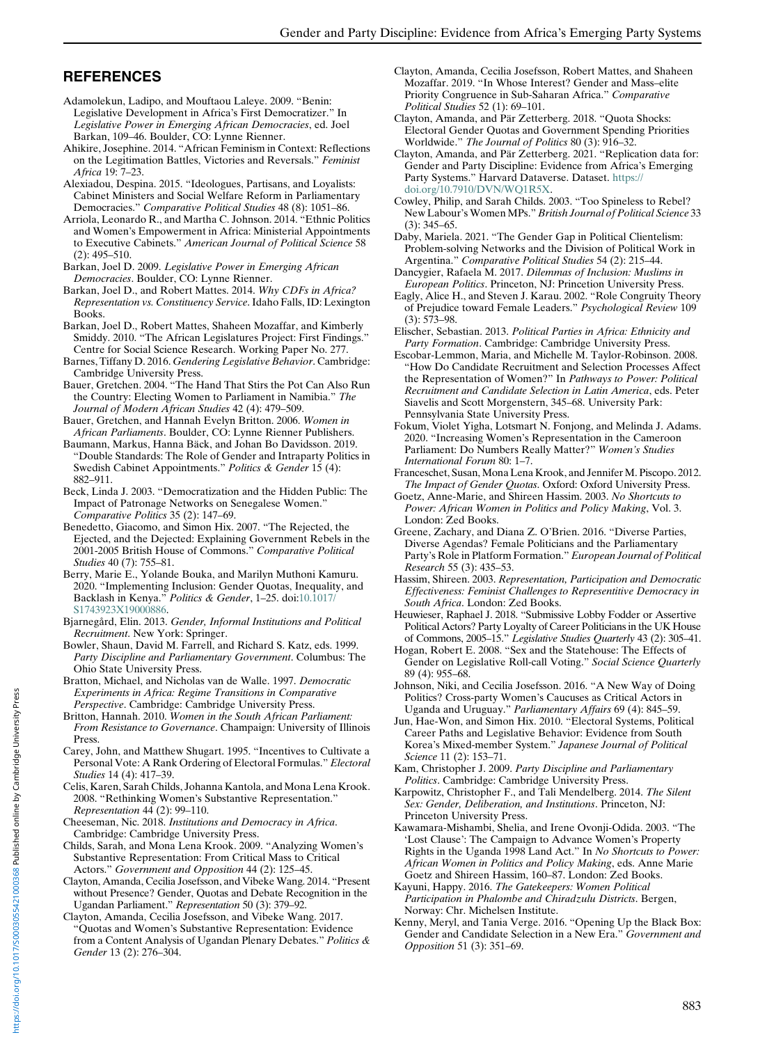## REFERENCES

Adamolekun, Ladipo, and Mouftaou Laleye. 2009. "Benin: Legislative Development in Africa's First Democratizer." In *Legislative Power in Emerging African Democracies*, ed. Joel Barkan, 109–46. Boulder, CO: Lynne Rienner.

Ahikire, Josephine. 2014. "African Feminism in Context: Reflections on the Legitimation Battles, Victories and Reversals." *Feminist Africa* 19: 7–23.

Alexiadou, Despina. 2015. "Ideologues, Partisans, and Loyalists: Cabinet Ministers and Social Welfare Reform in Parliamentary Democracies." *Comparative Political Studies* 48 (8): 1051–86.

Arriola, Leonardo R., and Martha C. Johnson. 2014. "Ethnic Politics and Women's Empowerment in Africa: Ministerial Appointments to Executive Cabinets." *American Journal of Political Science* 58 (2): 495–510.

Barkan, Joel D. 2009. *Legislative Power in Emerging African Democracies*. Boulder, CO: Lynne Rienner.

Barkan, Joel D., and Robert Mattes. 2014. *Why CDFs in Africa? Representation vs. Constituency Service*. Idaho Falls, ID: Lexington Books.

Barkan, Joel D., Robert Mattes, Shaheen Mozaffar, and Kimberly Smiddy. 2010. "The African Legislatures Project: First Findings." Centre for Social Science Research. Working Paper No. 277.

Barnes, Tiffany D. 2016. *Gendering Legislative Behavior*. Cambridge: Cambridge University Press.

Bauer, Gretchen. 2004. "The Hand That Stirs the Pot Can Also Run the Country: Electing Women to Parliament in Namibia." *The Journal of Modern African Studies* 42 (4): 479–509.

Bauer, Gretchen, and Hannah Evelyn Britton. 2006. *Women in African Parliaments*. Boulder, CO: Lynne Rienner Publishers.

Baumann, Markus, Hanna Bäck, and Johan Bo Davidsson. 2019. "Double Standards: The Role of Gender and Intraparty Politics in Swedish Cabinet Appointments." *Politics & Gender* 15 (4): 882–911.

Beck, Linda J. 2003. "Democratization and the Hidden Public: The Impact of Patronage Networks on Senegalese Women." *Comparative Politics* 35 (2): 147–69.

Benedetto, Giacomo, and Simon Hix. 2007. "The Rejected, the Ejected, and the Dejected: Explaining Government Rebels in the 2001-2005 British House of Commons." *Comparative Political Studies* 40 (7): 755–81.

Berry, Marie E., Yolande Bouka, and Marilyn Muthoni Kamuru. 2020. "Implementing Inclusion: Gender Quotas, Inequality, and Backlash in Kenya." *Politics & Gender*, 1–25. doi:10.1017/S1743923X19000886.

Bjarnegård, Elin. 2013. *Gender, Informal Institutions and Political Recruitment*. New York: Springer.

Bowler, Shaun, David M. Farrell, and Richard S. Katz, eds. 1999. *Party Discipline and Parliamentary Government*. Columbus: The Ohio State University Press.

Bratton, Michael, and Nicolas van de Walle. 1997. *Democratic Experiments in Africa: Regime Transitions in Comparative Perspective*. Cambridge: Cambridge University Press.

Britton, Hannah. 2010. *Women in the South African Parliament: From Resistance to Governance*. Champaign: University of Illinois Press.

Carey, John, and Matthew Shugart. 1995. "Incentives to Cultivate a Personal Vote: A Rank Ordering of Electoral Formulas." *Electoral Studies* 14 (4): 417–39.

Celis, Karen, Sarah Childs, Johanna Kantola, and Mona Lena Krook. 2008. "Rethinking Women's Substantive Representation." *Representation* 44 (2): 99–110.

Cheeseman, Nic. 2018. *Institutions and Democracy in Africa*. Cambridge: Cambridge University Press.

Childs, Sarah, and Mona Lena Krook. 2009. "Analyzing Women's Substantive Representation: From Critical Mass to Critical Actors." *Government and Opposition* 44 (2): 125–45.

Clayton, Amanda, Cecilia Josefsson, and Vibeke Wang. 2014. "Present without Presence? Gender, Quotas and Debate Recognition in the Ugandan Parliament." *Representation* 50 (3): 379–92.

Clayton, Amanda, Cecilia Josefsson, and Vibeke Wang. 2017. "Quotas and Women's Substantive Representation: Evidence from a Content Analysis of Ugandan Plenary Debates." *Politics & Gender* 13 (2): 276–304.

Clayton, Amanda, Cecilia Josefsson, Robert Mattes, and Shaheen Mozaffar. 2019. "In Whose Interest? Gender and Mass–elite Priority Congruence in Sub-Saharan Africa." *Comparative Political Studies* 52 (1): 69–101.

Clayton, Amanda, and Pär Zetterberg. 2018. "Quota Shocks: Electoral Gender Quotas and Government Spending Priorities Worldwide." *The Journal of Politics* 80 (3): 916–32.

Clayton, Amanda, and Pär Zetterberg. 2021. "Replication data for: Gender and Party Discipline: Evidence from Africa's Emerging Party Systems." Harvard Dataverse. Dataset. https://doi.org/10.7910/DVN/WQ1R5X.

Cowley, Philip, and Sarah Childs. 2003. "Too Spineless to Rebel? New Labour's Women MPs." *British Journal of Political Science* 33 (3): 345–65.

Daby, Mariela. 2021. "The Gender Gap in Political Clientelism: Problem-solving Networks and the Division of Political Work in Argentina." *Comparative Political Studies* 54 (2): 215–44.

Dancygier, Rafaela M. 2017. *Dilemmas of Inclusion: Muslims in European Politics*. Princeton, NJ: Princeton University Press.

Eagly, Alice H., and Steven J. Karau. 2002. "Role Congruity Theory of Prejudice toward Female Leaders." *Psychological Review* 109 (3): 573–98.

Elischer, Sebastian. 2013. *Political Parties in Africa: Ethnicity and Party Formation*. Cambridge: Cambridge University Press.

Escobar-Lemmon, Maria, and Michelle M. Taylor-Robinson. 2008. "How Do Candidate Recruitment and Selection Processes Affect the Representation of Women?" In *Pathways to Power: Political Recruitment and Candidate Selection in Latin America*, eds. Peter Siavelis and Scott Morgenstern, 345–68. University Park: Pennsylvania State University Press.

Fokum, Violet Yigha, Lotsmart N. Fonjong, and Melinda J. Adams. 2020. "Increasing Women's Representation in the Cameroon Parliament: Do Numbers Really Matter?" *Women's Studies International Forum* 80: 1–7.

Franceschet, Susan, Mona Lena Krook, and Jennifer M. Piscopo. 2012. *The Impact of Gender Quotas*. Oxford: Oxford University Press.

Goetz, Anne-Marie, and Shireen Hassim. 2003. *No Shortcuts to Power: African Women in Politics and Policy Making*, Vol. 3. London: Zed Books.

Greene, Zachary, and Diana Z. O'Brien. 2016. "Diverse Parties, Diverse Agendas? Female Politicians and the Parliamentary Party's Role in Platform Formation." *European Journal of Political Research* 55 (3): 435–53.

Hassim, Shireen. 2003. *Representation, Participation and Democratic Effectiveness: Feminist Challenges to Representitive Democracy in South Africa*. London: Zed Books.

Heuwieser, Raphael J. 2018. "Submissive Lobby Fodder or Assertive Political Actors? Party Loyalty of Career Politicians in the UK House of Commons, 2005–15." *Legislative Studies Quarterly* 43 (2): 305–41.

Hogan, Robert E. 2008. "Sex and the Statehouse: The Effects of Gender on Legislative Roll-call Voting." *Social Science Quarterly* 89 (4): 955–68.

Johnson, Niki, and Cecilia Josefsson. 2016. "A New Way of Doing Politics? Cross-party Women's Caucuses as Critical Actors in Uganda and Uruguay." *Parliamentary Affairs* 69 (4): 845–59.

Jun, Hae-Won, and Simon Hix. 2010. "Electoral Systems, Political Career Paths and Legislative Behavior: Evidence from South Korea's Mixed-member System." *Japanese Journal of Political Science* 11 (2): 153–71.

Kam, Christopher J. 2009. *Party Discipline and Parliamentary Politics*. Cambridge: Cambridge University Press.

Karpowitz, Christopher F., and Tali Mendelberg. 2014. *The Silent Sex: Gender, Deliberation, and Institutions*. Princeton, NJ: Princeton University Press.

Kawamara-Mishambi, Shelia, and Irene Ovonji-Odida. 2003. "The 'Lost Clause': The Campaign to Advance Women's Property Rights in the Uganda 1998 Land Act." In *No Shortcuts to Power: African Women in Politics and Policy Making*, eds. Anne Marie Goetz and Shireen Hassim, 160–87. London: Zed Books.

Kayuni, Happy. 2016. *The Gatekeepers: Women Political Participation in Phalombe and Chiradzulu Districts*. Bergen, Norway: Chr. Michelsen Institute.

Kenny, Meryl, and Tania Verge. 2016. "Opening Up the Black Box: Gender and Candidate Selection in a New Era." *Government and Opposition* 51 (3): 351–69.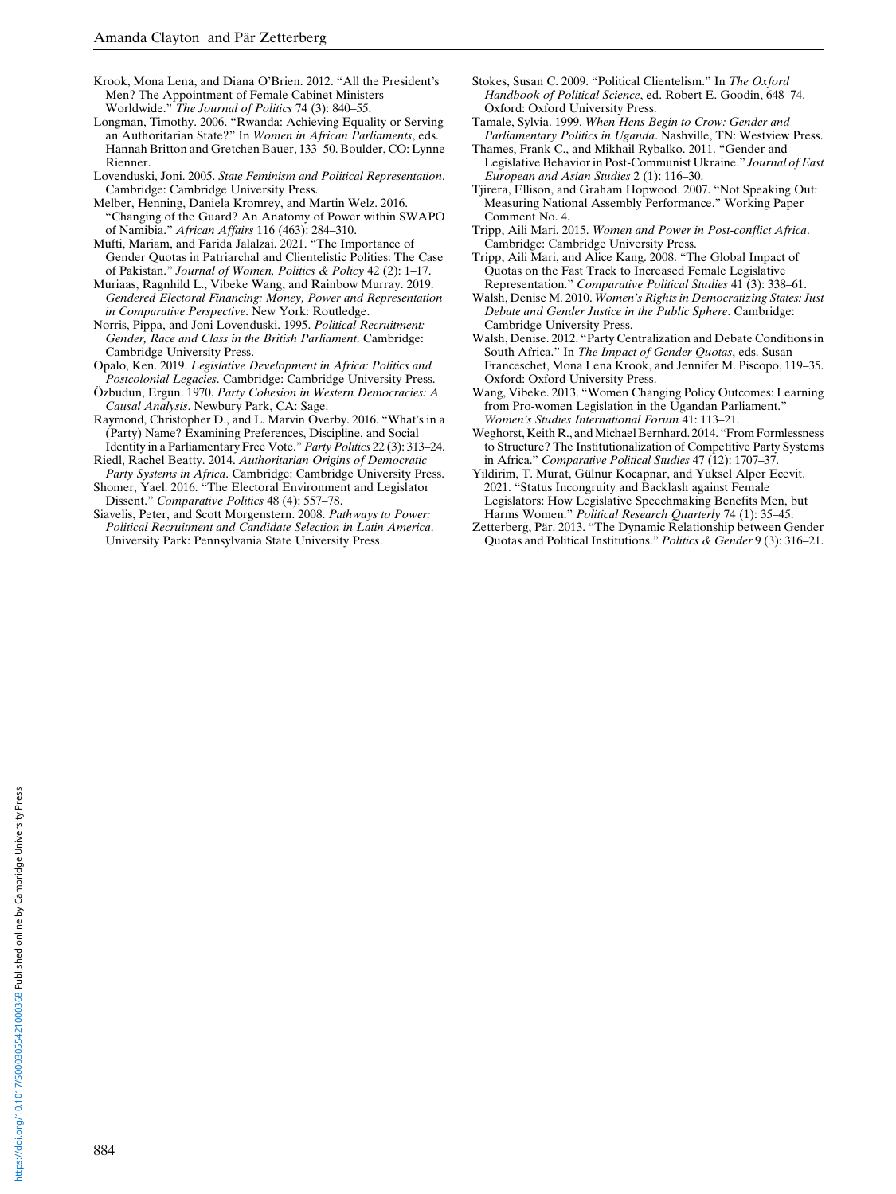Krook, Mona Lena, and Diana O'Brien. 2012. "All the President's Men? The Appointment of Female Cabinet Ministers Worldwide." *The Journal of Politics* 74 (3): 840–55.

Longman, Timothy. 2006. "Rwanda: Achieving Equality or Serving an Authoritarian State?" In *Women in African Parliaments*, eds. Hannah Britton and Gretchen Bauer, 133–50. Boulder, CO: Lynne Rienner.

Lovenduski, Joni. 2005. *State Feminism and Political Representation*. Cambridge: Cambridge University Press.

Melber, Henning, Daniela Kromrey, and Martin Welz. 2016. "Changing of the Guard? An Anatomy of Power within SWAPO of Namibia." *African Affairs* 116 (463): 284–310.

Mufti, Mariam, and Farida Jalalzai. 2021. "The Importance of Gender Quotas in Patriarchal and Clientelistic Polities: The Case of Pakistan." *Journal of Women, Politics & Policy* 42 (2): 1–17.

Muriaas, Ragnhild L., Vibeke Wang, and Rainbow Murray. 2019. *Gendered Electoral Financing: Money, Power and Representation in Comparative Perspective*. New York: Routledge.

Norris, Pippa, and Joni Lovenduski. 1995. *Political Recruitment: Gender, Race and Class in the British Parliament*. Cambridge: Cambridge University Press.

Opalo, Ken. 2019. *Legislative Development in Africa: Politics and Postcolonial Legacies*. Cambridge: Cambridge University Press.

Özbudun, Ergun. 1970. *Party Cohesion in Western Democracies: A Causal Analysis*. Newbury Park, CA: Sage.

Raymond, Christopher D., and L. Marvin Overby. 2016. "What's in a (Party) Name? Examining Preferences, Discipline, and Social Identity in a Parliamentary Free Vote." *Party Politics* 22 (3): 313–24.

Riedl, Rachel Beatty. 2014. *Authoritarian Origins of Democratic Party Systems in Africa*. Cambridge: Cambridge University Press.

Shomer, Yael. 2016. "The Electoral Environment and Legislator Dissent." *Comparative Politics* 48 (4): 557–78.

Siavelis, Peter, and Scott Morgenstern. 2008. *Pathways to Power: Political Recruitment and Candidate Selection in Latin America*. University Park: Pennsylvania State University Press.

Stokes, Susan C. 2009. "Political Clientelism." In *The Oxford Handbook of Political Science*, ed. Robert E. Goodin, 648–74. Oxford: Oxford University Press.

Tamale, Sylvia. 1999. *When Hens Begin to Crow: Gender and Parliamentary Politics in Uganda*. Nashville, TN: Westview Press.

Thames, Frank C., and Mikhail Rybalko. 2011. "Gender and Legislative Behavior in Post-Communist Ukraine." *Journal of East European and Asian Studies* 2 (1): 116–30.

Tjirera, Ellison, and Graham Hopwood. 2007. "Not Speaking Out: Measuring National Assembly Performance." Working Paper Comment No. 4.

Tripp, Aili Mari. 2015. *Women and Power in Post-conflict Africa*. Cambridge: Cambridge University Press.

Tripp, Aili Mari, and Alice Kang. 2008. "The Global Impact of Quotas on the Fast Track to Increased Female Legislative Representation." *Comparative Political Studies* 41 (3): 338–61.

Walsh, Denise M. 2010. *Women's Rights in Democratizing States: Just Debate and Gender Justice in the Public Sphere*. Cambridge: Cambridge University Press.

Walsh, Denise. 2012. "Party Centralization and Debate Conditions in South Africa." In *The Impact of Gender Quotas*, eds. Susan Franceschet, Mona Lena Krook, and Jennifer M. Piscopo, 119–35. Oxford: Oxford University Press.

Wang, Vibeke. 2013. "Women Changing Policy Outcomes: Learning from Pro-women Legislation in the Ugandan Parliament." *Women's Studies International Forum* 41: 113–21.

Weghorst, Keith R., and Michael Bernhard. 2014. "From Formlessness to Structure? The Institutionalization of Competitive Party Systems in Africa." *Comparative Political Studies* 47 (12): 1707–37.

Yildirim, T. Murat, Gülnur Kocapnar, and Yuksel Alper Ecevit. 2021. "Status Incongruity and Backlash against Female Legislators: How Legislative Speechmaking Benefits Men, but Harms Women." *Political Research Quarterly* 74 (1): 35–45.

Zetterberg, Pär. 2013. "The Dynamic Relationship between Gender Quotas and Political Institutions." *Politics & Gender* 9 (3): 316–21.